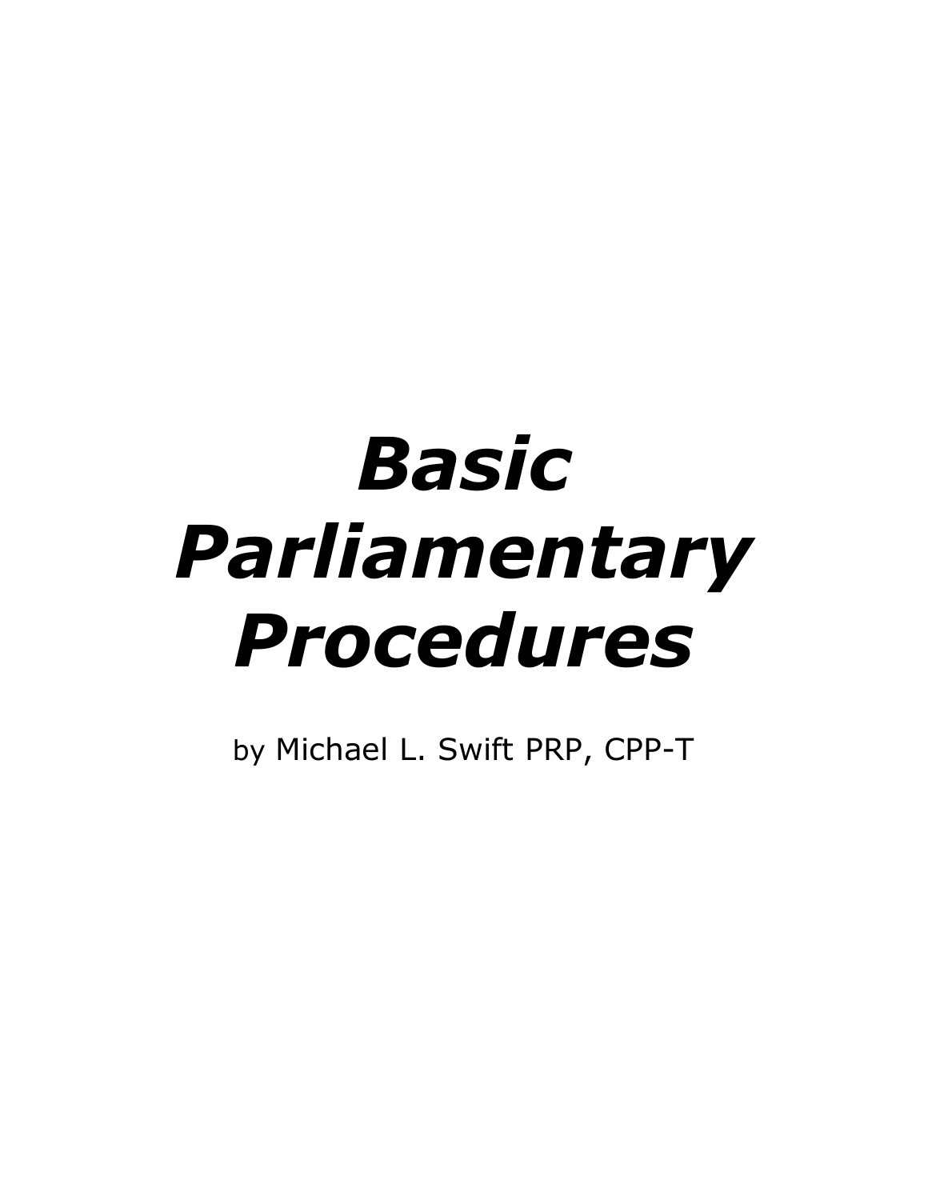# ***Basic Parliamentary Procedures***

by Michael L. Swift PRP, CPP-T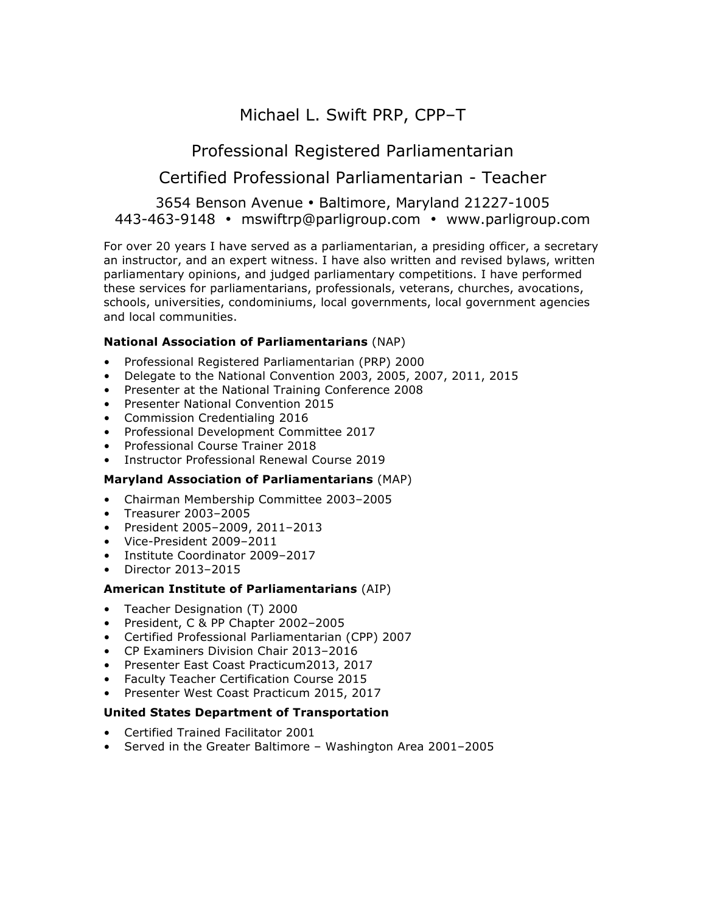# Michael L. Swift PRP, CPP–T

## Professional Registered Parliamentarian

## Certified Professional Parliamentarian - Teacher

3654 Benson Avenue • Baltimore, Maryland 21227-1005
443-463-9148 • mswiftrp@parligroup.com • www.parligroup.com

For over 20 years I have served as a parliamentarian, a presiding officer, a secretary an instructor, and an expert witness. I have also written and revised bylaws, written parliamentary opinions, and judged parliamentary competitions. I have performed these services for parliamentarians, professionals, veterans, churches, avocations, schools, universities, condominiums, local governments, local government agencies and local communities.

**National Association of Parliamentarians** (NAP)

- Professional Registered Parliamentarian (PRP) 2000
- Delegate to the National Convention 2003, 2005, 2007, 2011, 2015
- Presenter at the National Training Conference 2008
- Presenter National Convention 2015
- Commission Credentialing 2016
- Professional Development Committee 2017
- Professional Course Trainer 2018
- Instructor Professional Renewal Course 2019

**Maryland Association of Parliamentarians** (MAP)

- Chairman Membership Committee 2003–2005
- Treasurer 2003–2005
- President 2005–2009, 2011–2013
- Vice-President 2009–2011
- Institute Coordinator 2009–2017
- Director 2013–2015

**American Institute of Parliamentarians** (AIP)

- Teacher Designation (T) 2000
- President, C & PP Chapter 2002–2005
- Certified Professional Parliamentarian (CPP) 2007
- CP Examiners Division Chair 2013–2016
- Presenter East Coast Practicum2013, 2017
- Faculty Teacher Certification Course 2015
- Presenter West Coast Practicum 2015, 2017

**United States Department of Transportation**

- Certified Trained Facilitator 2001
- Served in the Greater Baltimore – Washington Area 2001–2005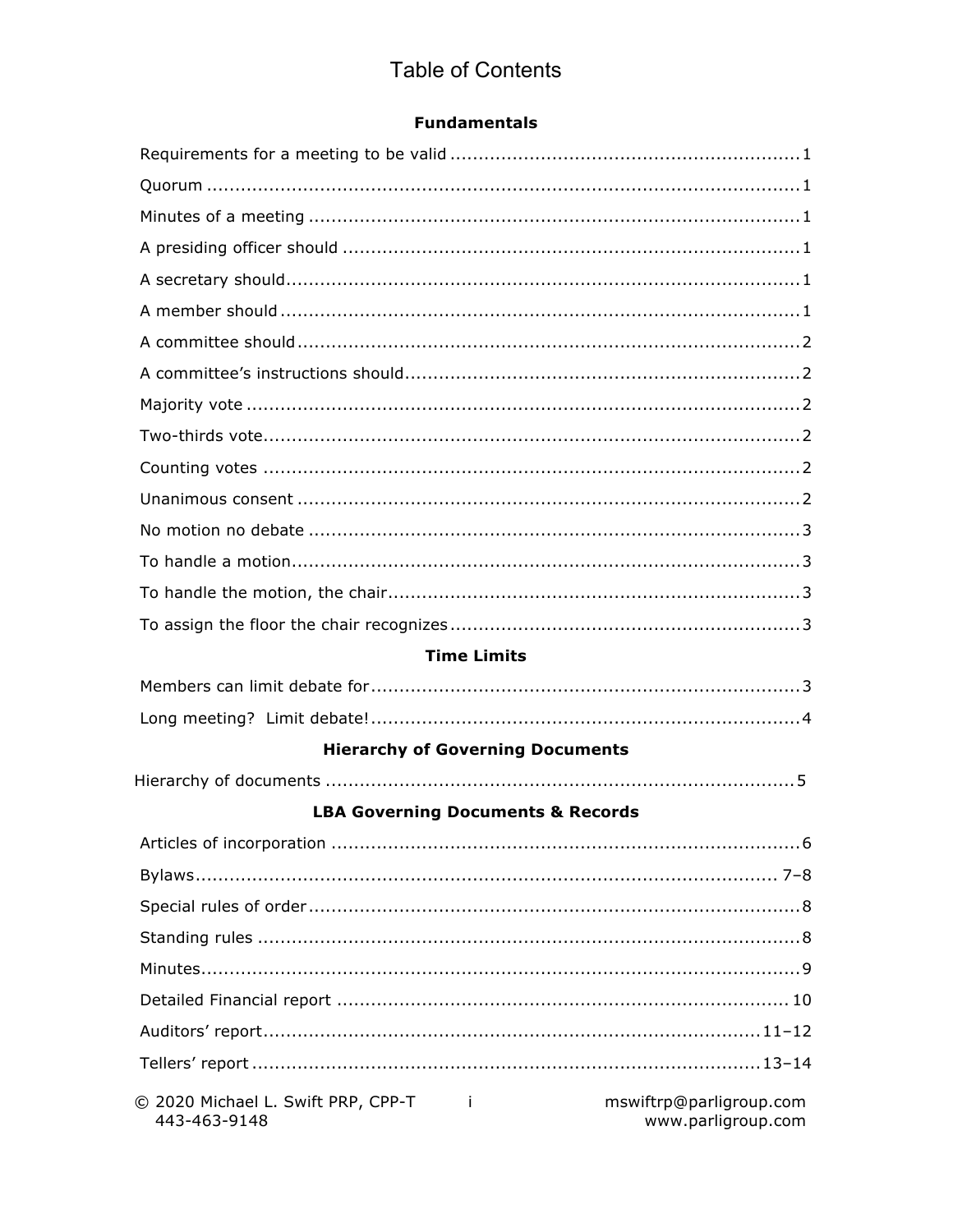# Table of Contents

## Fundamentals

| Entry | Page |
|---|---|
| Requirements for a meeting to be valid | 1 |
| Quorum | 1 |
| Minutes of a meeting | 1 |
| A presiding officer should | 1 |
| A secretary should | 1 |
| A member should | 1 |
| A committee should | 2 |
| A committee's instructions should | 2 |
| Majority vote | 2 |
| Two-thirds vote | 2 |
| Counting votes | 2 |
| Unanimous consent | 2 |
| No motion no debate | 3 |
| To handle a motion | 3 |
| To handle the motion, the chair | 3 |
| To assign the floor the chair recognizes | 3 |

## Time Limits

| Entry | Page |
|---|---|
| Members can limit debate for | 3 |
| Long meeting? Limit debate! | 4 |

## Hierarchy of Governing Documents

| Entry | Page |
|---|---|
| Hierarchy of documents | 5 |

## LBA Governing Documents & Records

| Entry | Page |
|---|---|
| Articles of incorporation | 6 |
| Bylaws | 7–8 |
| Special rules of order | 8 |
| Standing rules | 8 |
| Minutes | 9 |
| Detailed Financial report | 10 |
| Auditors' report | 11–12 |
| Tellers' report | 13–14 |

© 2020 Michael L. Swift PRP, CPP-T 443-463-9148 mswiftrp@parligroup.com www.parligroup.com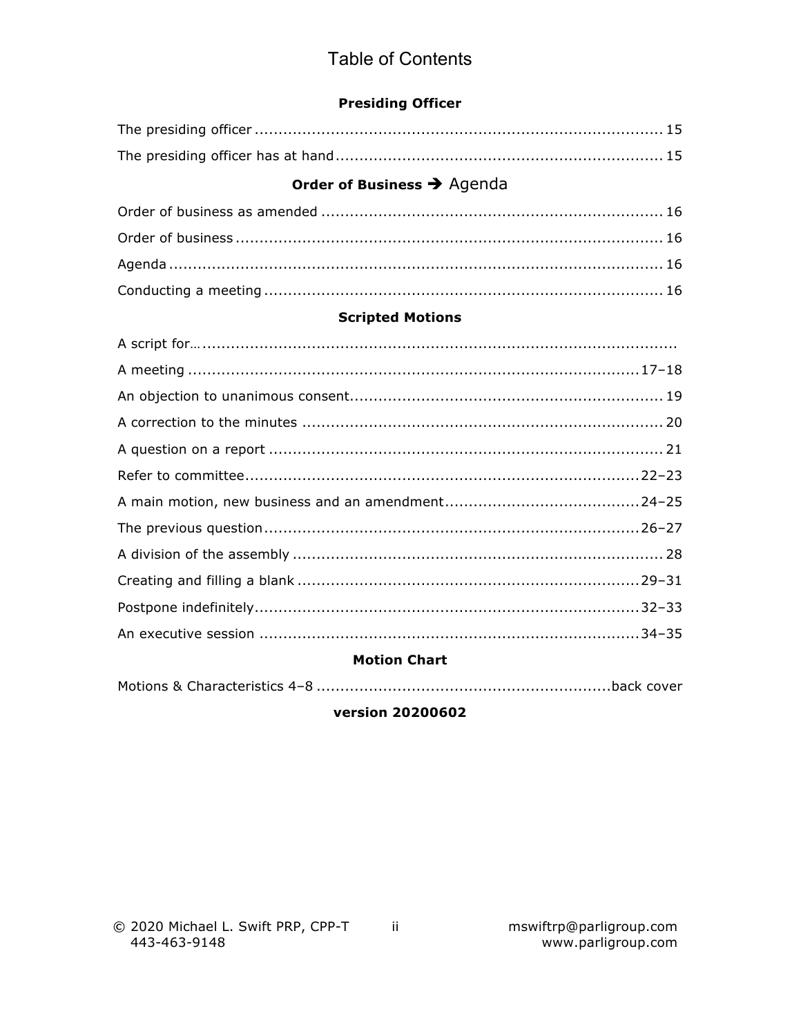# Table of Contents

## Presiding Officer

The presiding officer ........................................................................................ 15

The presiding officer has at hand ...................................................................... 15

## Order of Business ➔ Agenda

Order of business as amended ......................................................................... 16

Order of business ............................................................................................ 16

Agenda ........................................................................................................... 16

Conducting a meeting ...................................................................................... 16

## Scripted Motions

A script for… ....................................................................................................

A meeting ................................................................................................. 17–18

An objection to unanimous consent .................................................................. 19

A correction to the minutes .............................................................................. 20

A question on a report ..................................................................................... 21

Refer to committee ..................................................................................... 22–23

A main motion, new business and an amendment ......................................... 24–25

The previous question .................................................................................. 26–27

A division of the assembly ............................................................................... 28

Creating and filling a blank ........................................................................... 29–31

Postpone indefinitely .................................................................................... 32–33

An executive session ..................................................................................... 34–35

## Motion Chart

Motions & Characteristics 4–8 ............................................................... back cover

**version 20200602**

© 2020 Michael L. Swift PRP, CPP-T
443-463-9148

mswiftrp@parligroup.com
www.parligroup.com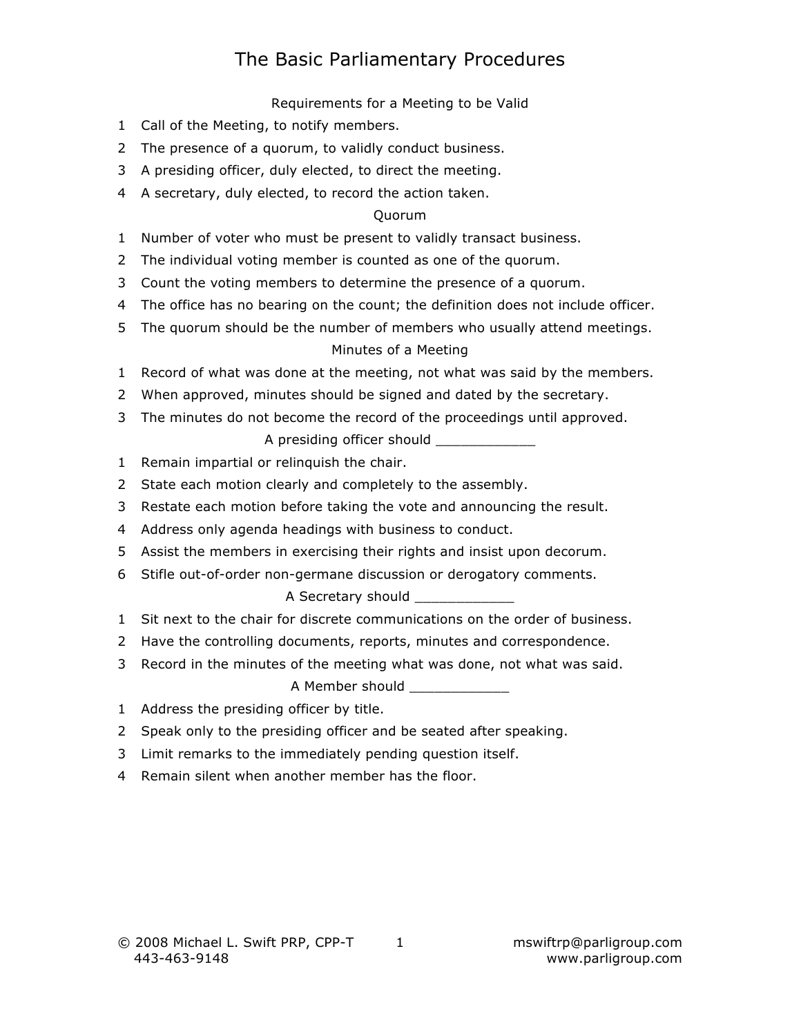# The Basic Parliamentary Procedures

## Requirements for a Meeting to be Valid

1. Call of the Meeting, to notify members.
2. The presence of a quorum, to validly conduct business.
3. A presiding officer, duly elected, to direct the meeting.
4. A secretary, duly elected, to record the action taken.

## Quorum

1. Number of voter who must be present to validly transact business.
2. The individual voting member is counted as one of the quorum.
3. Count the voting members to determine the presence of a quorum.
4. The office has no bearing on the count; the definition does not include officer.
5. The quorum should be the number of members who usually attend meetings.

## Minutes of a Meeting

1. Record of what was done at the meeting, not what was said by the members.
2. When approved, minutes should be signed and dated by the secretary.
3. The minutes do not become the record of the proceedings until approved.

## A presiding officer should ____________

1. Remain impartial or relinquish the chair.
2. State each motion clearly and completely to the assembly.
3. Restate each motion before taking the vote and announcing the result.
4. Address only agenda headings with business to conduct.
5. Assist the members in exercising their rights and insist upon decorum.
6. Stifle out-of-order non-germane discussion or derogatory comments.

## A Secretary should ____________

1. Sit next to the chair for discrete communications on the order of business.
2. Have the controlling documents, reports, minutes and correspondence.
3. Record in the minutes of the meeting what was done, not what was said.

## A Member should ____________

1. Address the presiding officer by title.
2. Speak only to the presiding officer and be seated after speaking.
3. Limit remarks to the immediately pending question itself.
4. Remain silent when another member has the floor.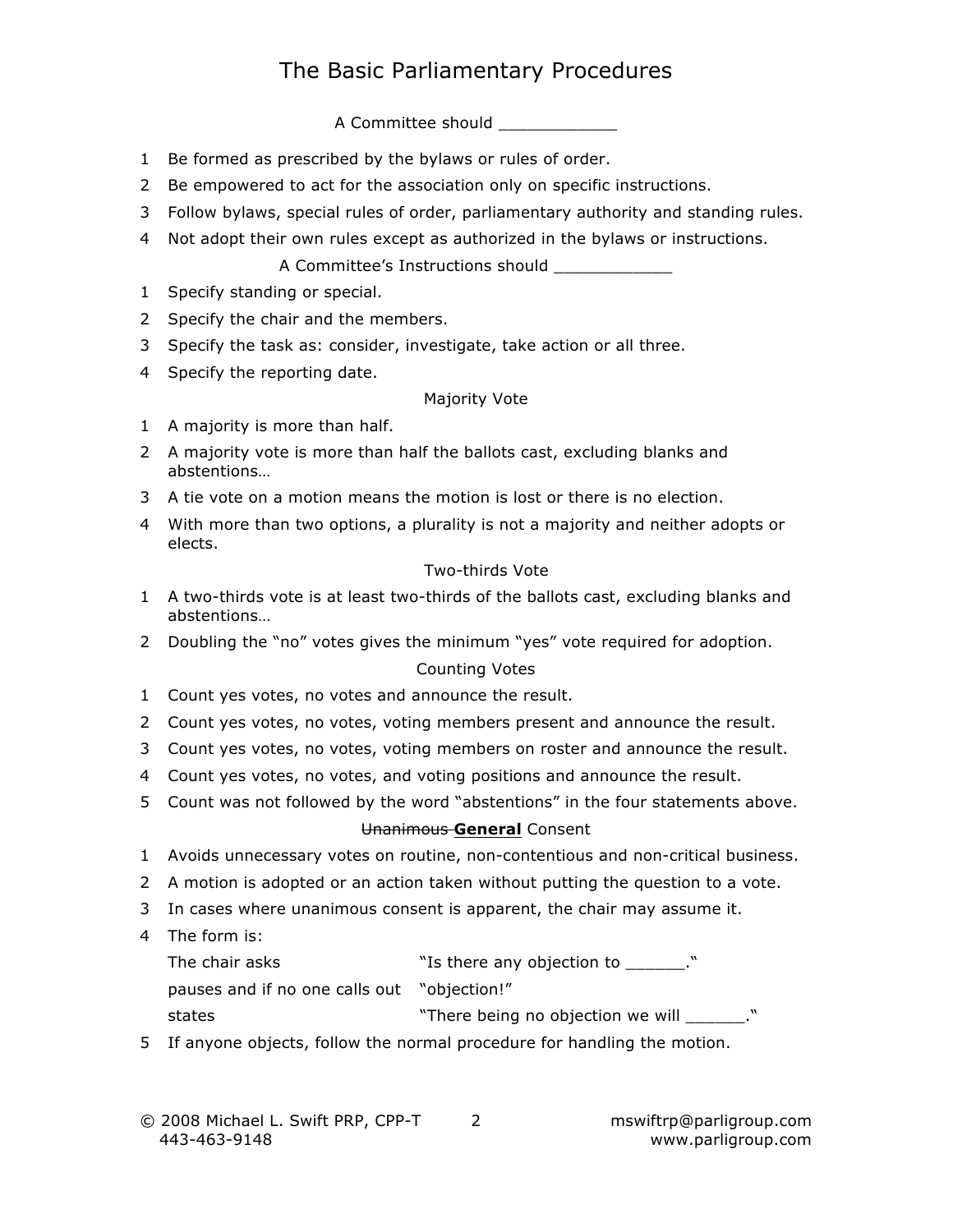# The Basic Parliamentary Procedures

### A Committee should ____________

1. Be formed as prescribed by the bylaws or rules of order.
2. Be empowered to act for the association only on specific instructions.
3. Follow bylaws, special rules of order, parliamentary authority and standing rules.
4. Not adopt their own rules except as authorized in the bylaws or instructions.

### A Committee's Instructions should ____________

1. Specify standing or special.
2. Specify the chair and the members.
3. Specify the task as: consider, investigate, take action or all three.
4. Specify the reporting date.

### Majority Vote

1. A majority is more than half.
2. A majority vote is more than half the ballots cast, excluding blanks and abstentions…
3. A tie vote on a motion means the motion is lost or there is no election.
4. With more than two options, a plurality is not a majority and neither adopts or elects.

### Two-thirds Vote

1. A two-thirds vote is at least two-thirds of the ballots cast, excluding blanks and abstentions…
2. Doubling the "no" votes gives the minimum "yes" vote required for adoption.

### Counting Votes

1. Count yes votes, no votes and announce the result.
2. Count yes votes, no votes, voting members present and announce the result.
3. Count yes votes, no votes, voting members on roster and announce the result.
4. Count yes votes, no votes, and voting positions and announce the result.
5. Count was not followed by the word "abstentions" in the four statements above.

### ~~Unanimous~~ **General** Consent

1. Avoids unnecessary votes on routine, non-contentious and non-critical business.
2. A motion is adopted or an action taken without putting the question to a vote.
3. In cases where unanimous consent is apparent, the chair may assume it.
4. The form is:

   The chair asks "Is there any objection to ______."

   pauses and if no one calls out "objection!"

   states "There being no objection we will ______."
5. If anyone objects, follow the normal procedure for handling the motion.

© 2008 Michael L. Swift PRP, CPP-T 443-463-9148 mswiftrp@parligroup.com www.parligroup.com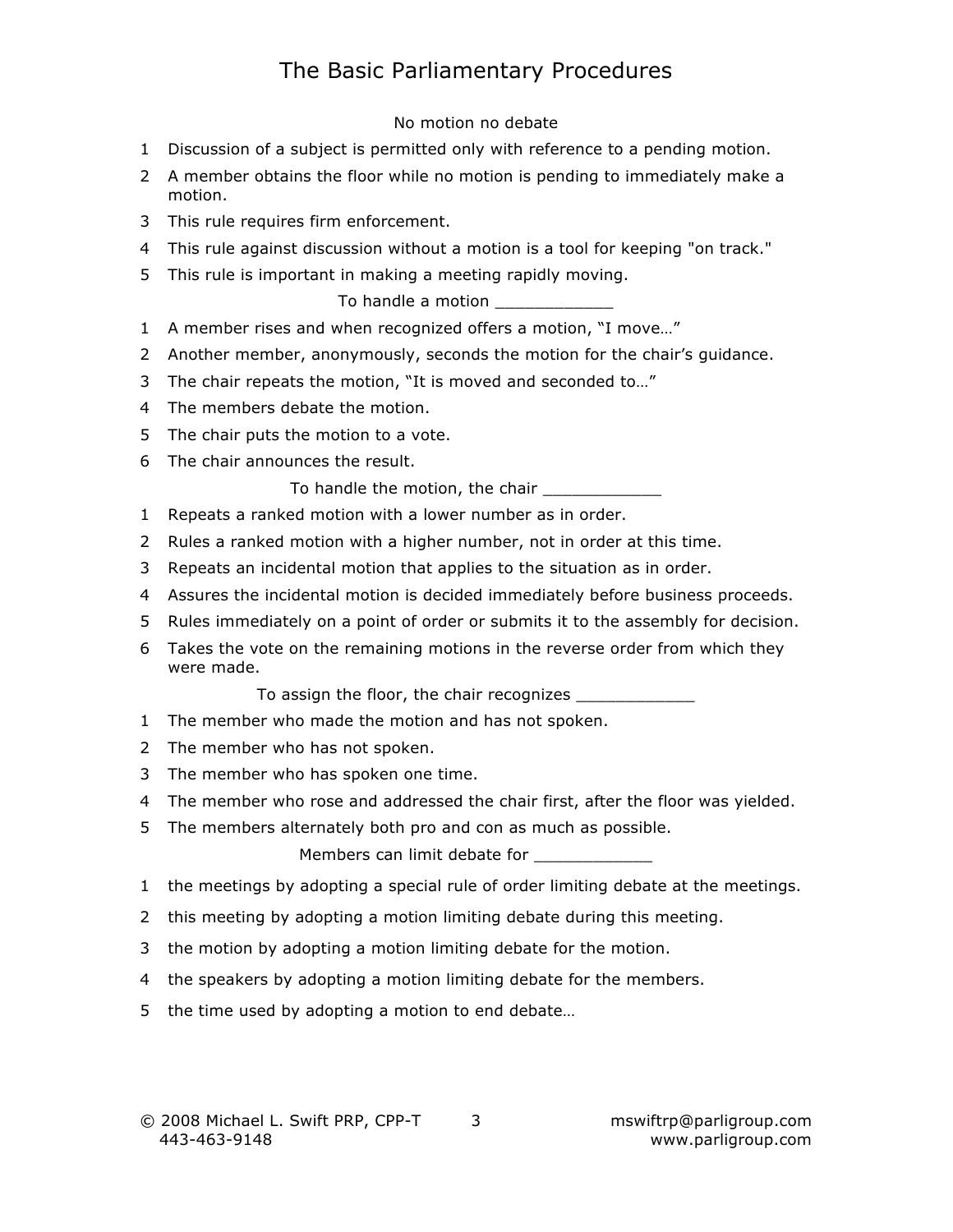# The Basic Parliamentary Procedures

### No motion no debate

1. Discussion of a subject is permitted only with reference to a pending motion.
2. A member obtains the floor while no motion is pending to immediately make a motion.
3. This rule requires firm enforcement.
4. This rule against discussion without a motion is a tool for keeping "on track."
5. This rule is important in making a meeting rapidly moving.

### To handle a motion ____________

1. A member rises and when recognized offers a motion, "I move…"
2. Another member, anonymously, seconds the motion for the chair's guidance.
3. The chair repeats the motion, "It is moved and seconded to…"
4. The members debate the motion.
5. The chair puts the motion to a vote.
6. The chair announces the result.

### To handle the motion, the chair ____________

1. Repeats a ranked motion with a lower number as in order.
2. Rules a ranked motion with a higher number, not in order at this time.
3. Repeats an incidental motion that applies to the situation as in order.
4. Assures the incidental motion is decided immediately before business proceeds.
5. Rules immediately on a point of order or submits it to the assembly for decision.
6. Takes the vote on the remaining motions in the reverse order from which they were made.

### To assign the floor, the chair recognizes ____________

1. The member who made the motion and has not spoken.
2. The member who has not spoken.
3. The member who has spoken one time.
4. The member who rose and addressed the chair first, after the floor was yielded.
5. The members alternately both pro and con as much as possible.

### Members can limit debate for ____________

1. the meetings by adopting a special rule of order limiting debate at the meetings.
2. this meeting by adopting a motion limiting debate during this meeting.
3. the motion by adopting a motion limiting debate for the motion.
4. the speakers by adopting a motion limiting debate for the members.
5. the time used by adopting a motion to end debate…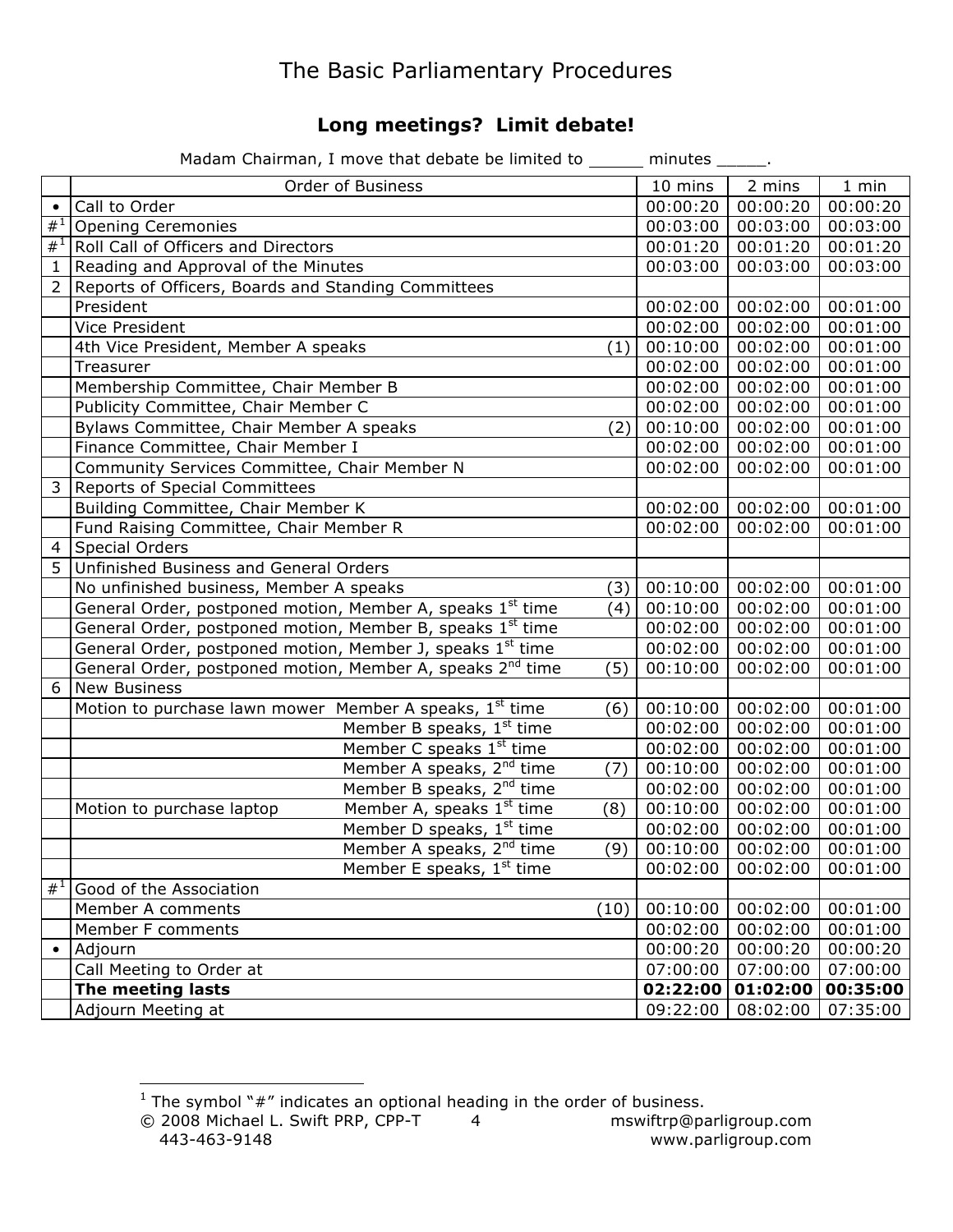The Basic Parliamentary Procedures

## Long meetings? Limit debate!

Madam Chairman, I move that debate be limited to ______ minutes _____.

| | Order of Business | | 10 mins | 2 mins | 1 min |
|---|---|---|---|---|---|
| • | Call to Order | | 00:00:20 | 00:00:20 | 00:00:20 |
| #[1] | Opening Ceremonies | | 00:03:00 | 00:03:00 | 00:03:00 |
| #[1] | Roll Call of Officers and Directors | | 00:01:20 | 00:01:20 | 00:01:20 |
| 1 | Reading and Approval of the Minutes | | 00:03:00 | 00:03:00 | 00:03:00 |
| 2 | Reports of Officers, Boards and Standing Committees | | | | |
| | President | | 00:02:00 | 00:02:00 | 00:01:00 |
| | Vice President | | 00:02:00 | 00:02:00 | 00:01:00 |
| | 4th Vice President, Member A speaks | (1) | 00:10:00 | 00:02:00 | 00:01:00 |
| | Treasurer | | 00:02:00 | 00:02:00 | 00:01:00 |
| | Membership Committee, Chair Member B | | 00:02:00 | 00:02:00 | 00:01:00 |
| | Publicity Committee, Chair Member C | | 00:02:00 | 00:02:00 | 00:01:00 |
| | Bylaws Committee, Chair Member A speaks | (2) | 00:10:00 | 00:02:00 | 00:01:00 |
| | Finance Committee, Chair Member I | | 00:02:00 | 00:02:00 | 00:01:00 |
| | Community Services Committee, Chair Member N | | 00:02:00 | 00:02:00 | 00:01:00 |
| 3 | Reports of Special Committees | | | | |
| | Building Committee, Chair Member K | | 00:02:00 | 00:02:00 | 00:01:00 |
| | Fund Raising Committee, Chair Member R | | 00:02:00 | 00:02:00 | 00:01:00 |
| 4 | Special Orders | | | | |
| 5 | Unfinished Business and General Orders | | | | |
| | No unfinished business, Member A speaks | (3) | 00:10:00 | 00:02:00 | 00:01:00 |
| | General Order, postponed motion, Member A, speaks 1st time | (4) | 00:10:00 | 00:02:00 | 00:01:00 |
| | General Order, postponed motion, Member B, speaks 1st time | | 00:02:00 | 00:02:00 | 00:01:00 |
| | General Order, postponed motion, Member J, speaks 1st time | | 00:02:00 | 00:02:00 | 00:01:00 |
| | General Order, postponed motion, Member A, speaks 2nd time | (5) | 00:10:00 | 00:02:00 | 00:01:00 |
| 6 | New Business | | | | |
| | Motion to purchase lawn mower Member A speaks, 1st time | (6) | 00:10:00 | 00:02:00 | 00:01:00 |
| | Member B speaks, 1st time | | 00:02:00 | 00:02:00 | 00:01:00 |
| | Member C speaks 1st time | | 00:02:00 | 00:02:00 | 00:01:00 |
| | Member A speaks, 2nd time | (7) | 00:10:00 | 00:02:00 | 00:01:00 |
| | Member B speaks, 2nd time | | 00:02:00 | 00:02:00 | 00:01:00 |
| | Motion to purchase laptop Member A, speaks 1st time | (8) | 00:10:00 | 00:02:00 | 00:01:00 |
| | Member D speaks, 1st time | | 00:02:00 | 00:02:00 | 00:01:00 |
| | Member A speaks, 2nd time | (9) | 00:10:00 | 00:02:00 | 00:01:00 |
| | Member E speaks, 1st time | | 00:02:00 | 00:02:00 | 00:01:00 |
| #[1] | Good of the Association | | | | |
| | Member A comments | (10) | 00:10:00 | 00:02:00 | 00:01:00 |
| | Member F comments | | 00:02:00 | 00:02:00 | 00:01:00 |
| • | Adjourn | | 00:00:20 | 00:00:20 | 00:00:20 |
| | Call Meeting to Order at | | 07:00:00 | 07:00:00 | 07:00:00 |
| | **The meeting lasts** | | **02:22:00** | **01:02:00** | **00:35:00** |
| | Adjourn Meeting at | | 09:22:00 | 08:02:00 | 07:35:00 |

[1] The symbol "#" indicates an optional heading in the order of business.

© 2008 Michael L. Swift PRP, CPP-T mswiftrp@parligroup.com
443-463-9148 www.parligroup.com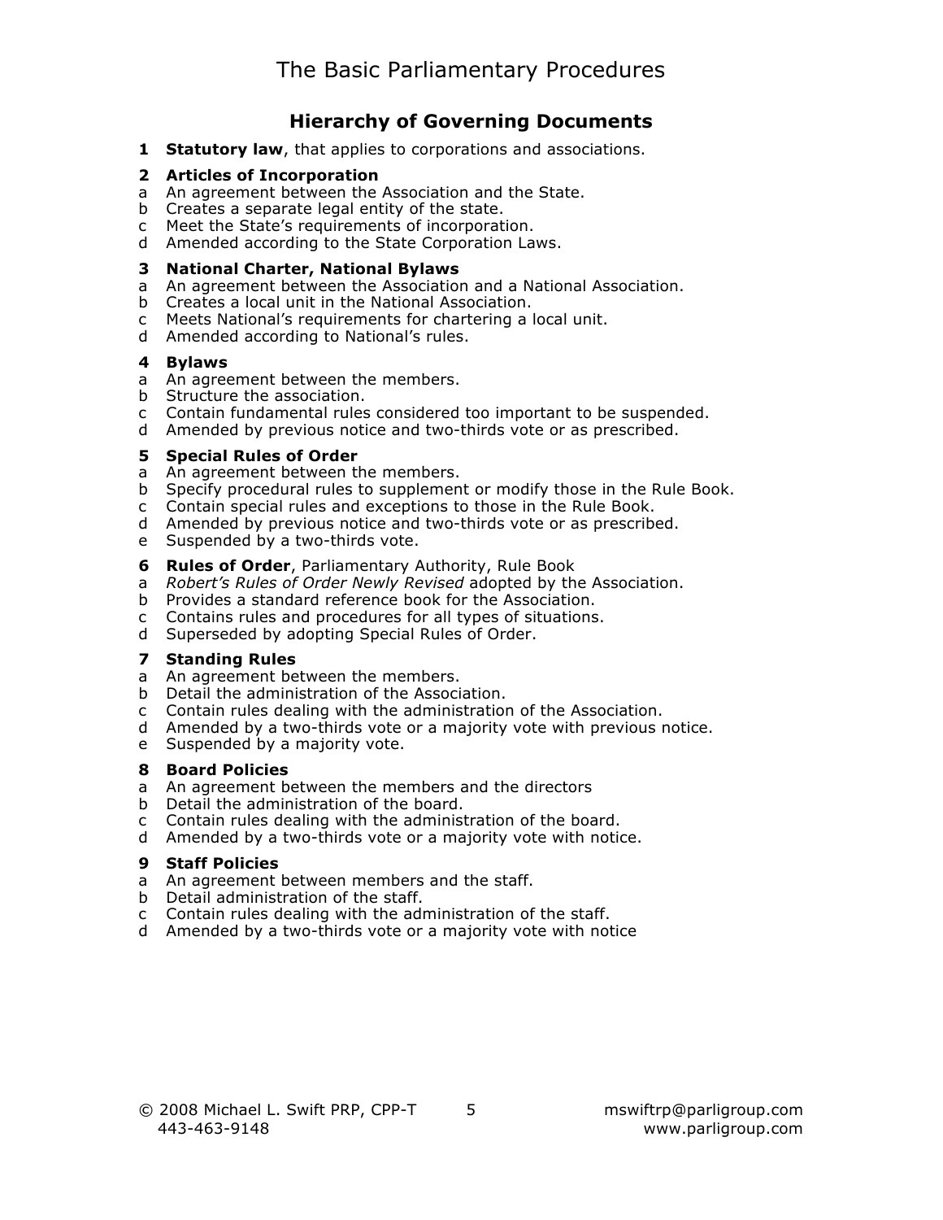## Hierarchy of Governing Documents

**1 Statutory law**, that applies to corporations and associations.

**2 Articles of Incorporation**

- a An agreement between the Association and the State.
- b Creates a separate legal entity of the state.
- c Meet the State's requirements of incorporation.
- d Amended according to the State Corporation Laws.

**3 National Charter, National Bylaws**

- a An agreement between the Association and a National Association.
- b Creates a local unit in the National Association.
- c Meets National's requirements for chartering a local unit.
- d Amended according to National's rules.

**4 Bylaws**

- a An agreement between the members.
- b Structure the association.
- c Contain fundamental rules considered too important to be suspended.
- d Amended by previous notice and two-thirds vote or as prescribed.

**5 Special Rules of Order**

- a An agreement between the members.
- b Specify procedural rules to supplement or modify those in the Rule Book.
- c Contain special rules and exceptions to those in the Rule Book.
- d Amended by previous notice and two-thirds vote or as prescribed.
- e Suspended by a two-thirds vote.

**6 Rules of Order**, Parliamentary Authority, Rule Book

- a *Robert's Rules of Order Newly Revised* adopted by the Association.
- b Provides a standard reference book for the Association.
- c Contains rules and procedures for all types of situations.
- d Superseded by adopting Special Rules of Order.

**7 Standing Rules**

- a An agreement between the members.
- b Detail the administration of the Association.
- c Contain rules dealing with the administration of the Association.
- d Amended by a two-thirds vote or a majority vote with previous notice.
- e Suspended by a majority vote.

**8 Board Policies**

- a An agreement between the members and the directors
- b Detail the administration of the board.
- c Contain rules dealing with the administration of the board.
- d Amended by a two-thirds vote or a majority vote with notice.

**9 Staff Policies**

- a An agreement between members and the staff.
- b Detail administration of the staff.
- c Contain rules dealing with the administration of the staff.
- d Amended by a two-thirds vote or a majority vote with notice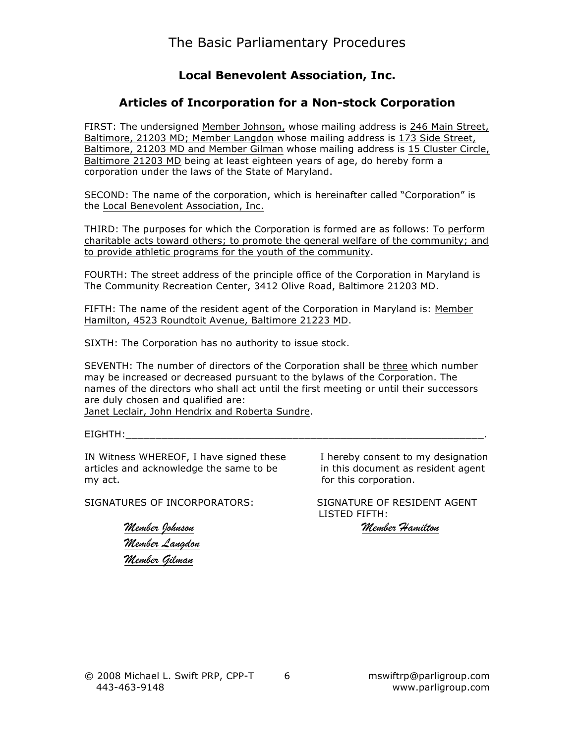## Local Benevolent Association, Inc.

## Articles of Incorporation for a Non-stock Corporation

FIRST: The undersigned Member Johnson, whose mailing address is 246 Main Street, Baltimore, 21203 MD; Member Langdon whose mailing address is 173 Side Street, Baltimore, 21203 MD and Member Gilman whose mailing address is 15 Cluster Circle, Baltimore 21203 MD being at least eighteen years of age, do hereby form a corporation under the laws of the State of Maryland.

SECOND: The name of the corporation, which is hereinafter called "Corporation" is the Local Benevolent Association, Inc.

THIRD: The purposes for which the Corporation is formed are as follows: To perform charitable acts toward others; to promote the general welfare of the community; and to provide athletic programs for the youth of the community.

FOURTH: The street address of the principle office of the Corporation in Maryland is The Community Recreation Center, 3412 Olive Road, Baltimore 21203 MD.

FIFTH: The name of the resident agent of the Corporation in Maryland is: Member Hamilton, 4523 Roundtoit Avenue, Baltimore 21223 MD.

SIXTH: The Corporation has no authority to issue stock.

SEVENTH: The number of directors of the Corporation shall be three which number may be increased or decreased pursuant to the bylaws of the Corporation. The names of the directors who shall act until the first meeting or until their successors are duly chosen and qualified are:
Janet Leclair, John Hendrix and Roberta Sundre.

EIGHTH:_______________________________________________________________.

IN Witness WHEREOF, I have signed these articles and acknowledge the same to be my act.

SIGNATURES OF INCORPORATORS:

*Member Johnson*
*Member Langdon*
*Member Gilman*

I hereby consent to my designation in this document as resident agent for this corporation.

SIGNATURE OF RESIDENT AGENT LISTED FIFTH:

*Member Hamilton*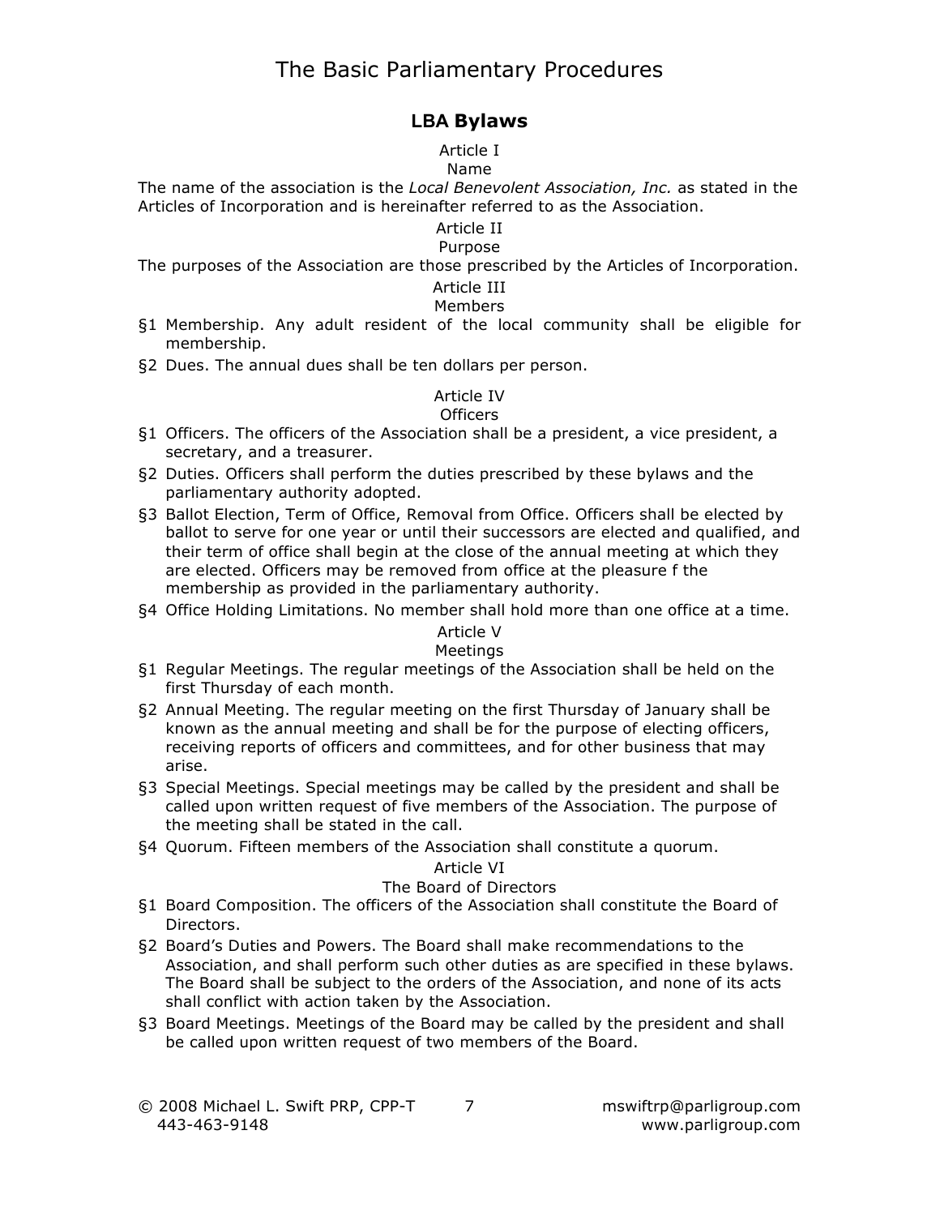## LBA **Bylaws**

### Article I
### Name

The name of the association is the *Local Benevolent Association, Inc.* as stated in the Articles of Incorporation and is hereinafter referred to as the Association.

### Article II
### Purpose

The purposes of the Association are those prescribed by the Articles of Incorporation.

### Article III
### Members

§1 Membership. Any adult resident of the local community shall be eligible for membership.

§2 Dues. The annual dues shall be ten dollars per person.

### Article IV
### Officers

§1 Officers. The officers of the Association shall be a president, a vice president, a secretary, and a treasurer.

§2 Duties. Officers shall perform the duties prescribed by these bylaws and the parliamentary authority adopted.

§3 Ballot Election, Term of Office, Removal from Office. Officers shall be elected by ballot to serve for one year or until their successors are elected and qualified, and their term of office shall begin at the close of the annual meeting at which they are elected. Officers may be removed from office at the pleasure f the membership as provided in the parliamentary authority.

§4 Office Holding Limitations. No member shall hold more than one office at a time.

### Article V
### Meetings

§1 Regular Meetings. The regular meetings of the Association shall be held on the first Thursday of each month.

§2 Annual Meeting. The regular meeting on the first Thursday of January shall be known as the annual meeting and shall be for the purpose of electing officers, receiving reports of officers and committees, and for other business that may arise.

§3 Special Meetings. Special meetings may be called by the president and shall be called upon written request of five members of the Association. The purpose of the meeting shall be stated in the call.

§4 Quorum. Fifteen members of the Association shall constitute a quorum.

### Article VI
### The Board of Directors

§1 Board Composition. The officers of the Association shall constitute the Board of Directors.

§2 Board's Duties and Powers. The Board shall make recommendations to the Association, and shall perform such other duties as are specified in these bylaws. The Board shall be subject to the orders of the Association, and none of its acts shall conflict with action taken by the Association.

§3 Board Meetings. Meetings of the Board may be called by the president and shall be called upon written request of two members of the Board.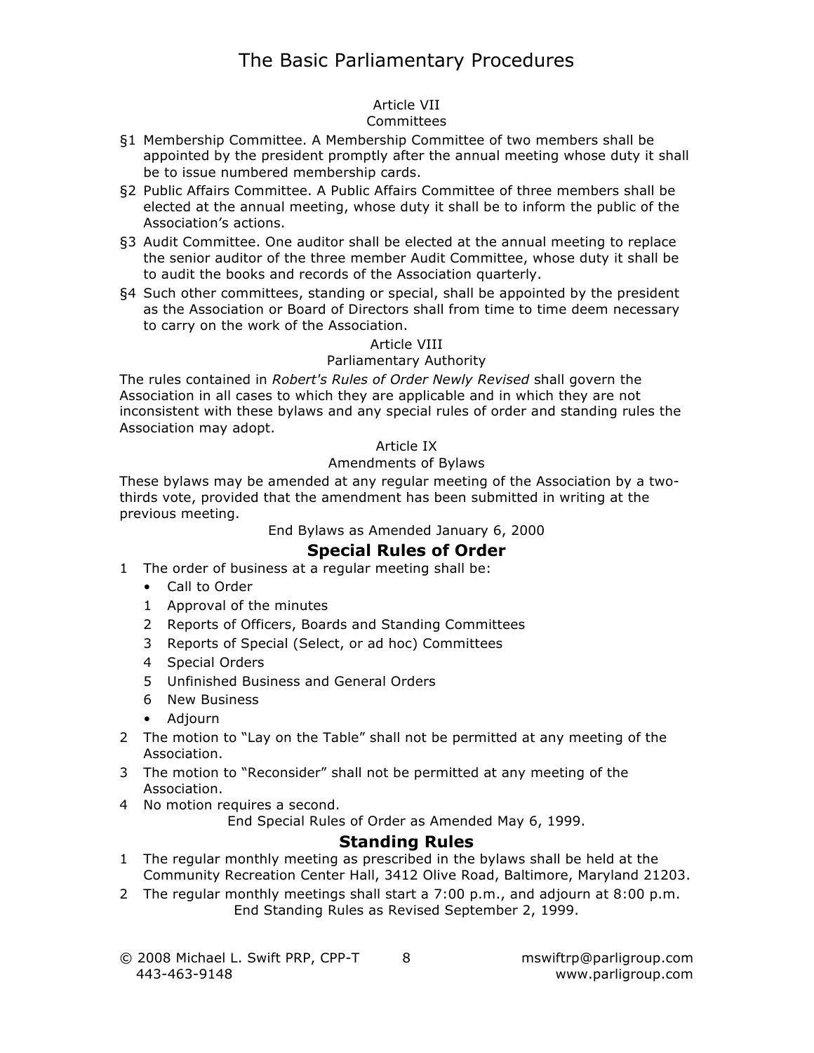Article VII

Committees

§1 Membership Committee. A Membership Committee of two members shall be appointed by the president promptly after the annual meeting whose duty it shall be to issue numbered membership cards.

§2 Public Affairs Committee. A Public Affairs Committee of three members shall be elected at the annual meeting, whose duty it shall be to inform the public of the Association's actions.

§3 Audit Committee. One auditor shall be elected at the annual meeting to replace the senior auditor of the three member Audit Committee, whose duty it shall be to audit the books and records of the Association quarterly.

§4 Such other committees, standing or special, shall be appointed by the president as the Association or Board of Directors shall from time to time deem necessary to carry on the work of the Association.

Article VIII

Parliamentary Authority

The rules contained in *Robert's Rules of Order Newly Revised* shall govern the Association in all cases to which they are applicable and in which they are not inconsistent with these bylaws and any special rules of order and standing rules the Association may adopt.

Article IX

Amendments of Bylaws

These bylaws may be amended at any regular meeting of the Association by a two-thirds vote, provided that the amendment has been submitted in writing at the previous meeting.

End Bylaws as Amended January 6, 2000

## Special Rules of Order

1 The order of business at a regular meeting shall be:
   - Call to Order
   1 Approval of the minutes
   2 Reports of Officers, Boards and Standing Committees
   3 Reports of Special (Select, or ad hoc) Committees
   4 Special Orders
   5 Unfinished Business and General Orders
   6 New Business
   - Adjourn

2 The motion to "Lay on the Table" shall not be permitted at any meeting of the Association.

3 The motion to "Reconsider" shall not be permitted at any meeting of the Association.

4 No motion requires a second.

End Special Rules of Order as Amended May 6, 1999.

## Standing Rules

1 The regular monthly meeting as prescribed in the bylaws shall be held at the Community Recreation Center Hall, 3412 Olive Road, Baltimore, Maryland 21203.

2 The regular monthly meetings shall start a 7:00 p.m., and adjourn at 8:00 p.m.

End Standing Rules as Revised September 2, 1999.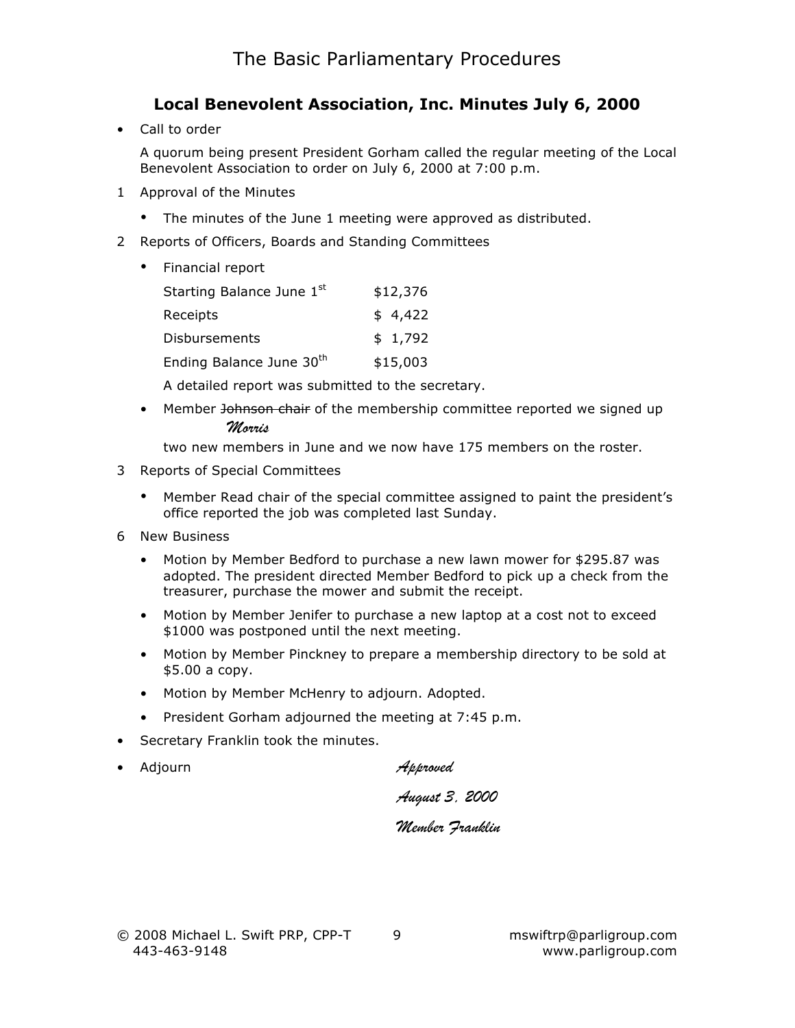# The Basic Parliamentary Procedures

## Local Benevolent Association, Inc. Minutes July 6, 2000

- Call to order

  A quorum being present President Gorham called the regular meeting of the Local Benevolent Association to order on July 6, 2000 at 7:00 p.m.

1 Approval of the Minutes

- The minutes of the June 1 meeting were approved as distributed.

2 Reports of Officers, Boards and Standing Committees

- Financial report

  | | |
  |---|---|
  | Starting Balance June 1st | $12,376 |
  | Receipts | $ 4,422 |
  | Disbursements | $ 1,792 |
  | Ending Balance June 30th | $15,003 |

  A detailed report was submitted to the secretary.

- Member ~~Johnson chair~~ *Morris* of the membership committee reported we signed up two new members in June and we now have 175 members on the roster.

3 Reports of Special Committees

- Member Read chair of the special committee assigned to paint the president's office reported the job was completed last Sunday.

6 New Business

- Motion by Member Bedford to purchase a new lawn mower for $295.87 was adopted. The president directed Member Bedford to pick up a check from the treasurer, purchase the mower and submit the receipt.
- Motion by Member Jenifer to purchase a new laptop at a cost not to exceed $1000 was postponed until the next meeting.
- Motion by Member Pinckney to prepare a membership directory to be sold at $5.00 a copy.
- Motion by Member McHenry to adjourn. Adopted.
- President Gorham adjourned the meeting at 7:45 p.m.

- Secretary Franklin took the minutes.
- Adjourn

*Approved*

*August 3, 2000*

*Member Franklin*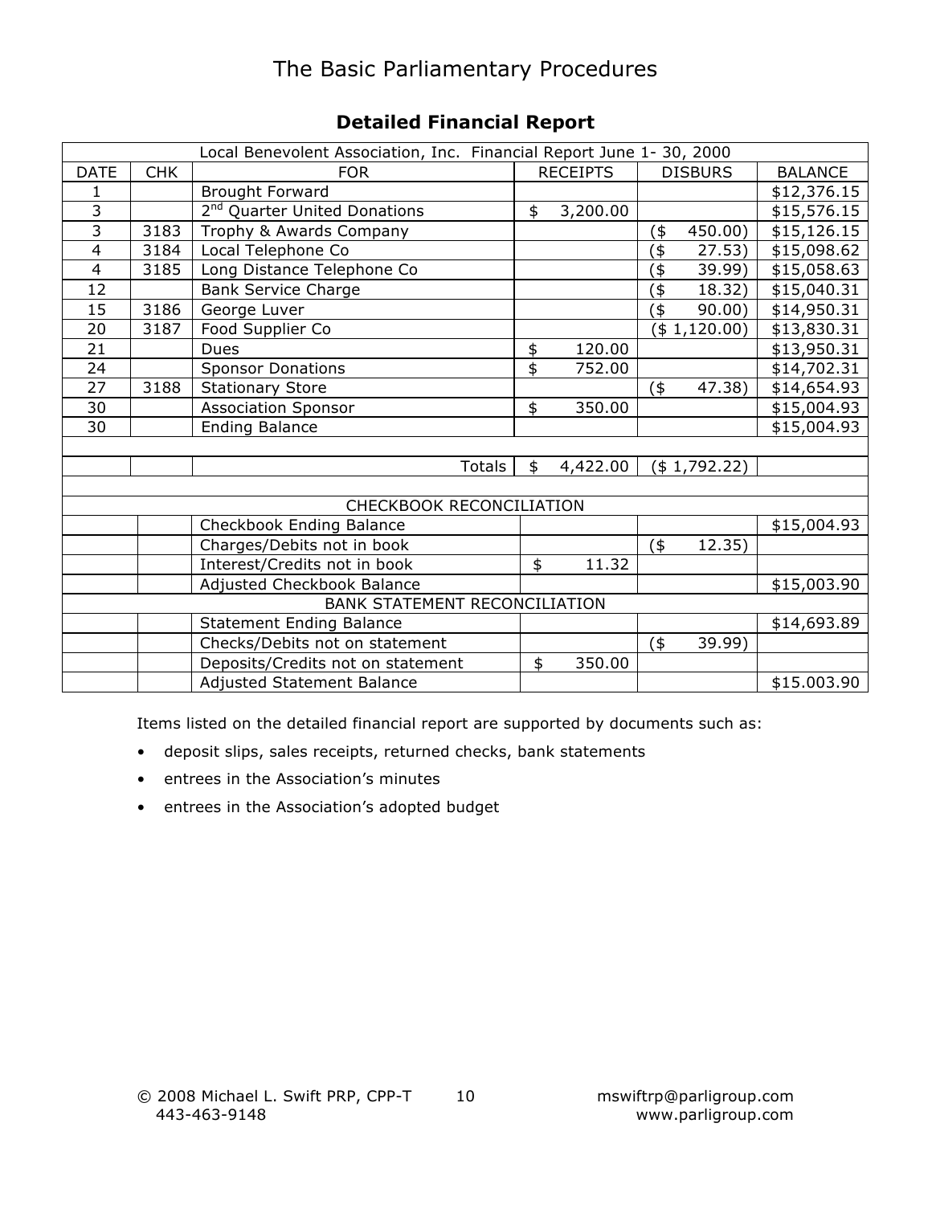## Detailed Financial Report

| Local Benevolent Association, Inc. Financial Report June 1- 30, 2000 | | | | | |
|---|---|---|---|---|---|
| DATE | CHK | FOR | RECEIPTS | DISBURS | BALANCE |
| 1 | | Brought Forward | | | $12,376.15 |
| 3 | | 2nd Quarter United Donations | $ 3,200.00 | | $15,576.15 |
| 3 | 3183 | Trophy & Awards Company | | ($ 450.00) | $15,126.15 |
| 4 | 3184 | Local Telephone Co | | ($ 27.53) | $15,098.62 |
| 4 | 3185 | Long Distance Telephone Co | | ($ 39.99) | $15,058.63 |
| 12 | | Bank Service Charge | | ($ 18.32) | $15,040.31 |
| 15 | 3186 | George Luver | | ($ 90.00) | $14,950.31 |
| 20 | 3187 | Food Supplier Co | | ($ 1,120.00) | $13,830.31 |
| 21 | | Dues | $ 120.00 | | $13,950.31 |
| 24 | | Sponsor Donations | $ 752.00 | | $14,702.31 |
| 27 | 3188 | Stationary Store | | ($ 47.38) | $14,654.93 |
| 30 | | Association Sponsor | $ 350.00 | | $15,004.93 |
| 30 | | Ending Balance | | | $15,004.93 |
| | | | | | |
| | | Totals | $ 4,422.00 | ($ 1,792.22) | |
| | | | | | |
| CHECKBOOK RECONCILIATION | | | | | |
| | | Checkbook Ending Balance | | | $15,004.93 |
| | | Charges/Debits not in book | | ($ 12.35) | |
| | | Interest/Credits not in book | $ 11.32 | | |
| | | Adjusted Checkbook Balance | | | $15,003.90 |
| BANK STATEMENT RECONCILIATION | | | | | |
| | | Statement Ending Balance | | | $14,693.89 |
| | | Checks/Debits not on statement | | ($ 39.99) | |
| | | Deposits/Credits not on statement | $ 350.00 | | |
| | | Adjusted Statement Balance | | | $15.003.90 |

Items listed on the detailed financial report are supported by documents such as:

- deposit slips, sales receipts, returned checks, bank statements
- entrees in the Association's minutes
- entrees in the Association's adopted budget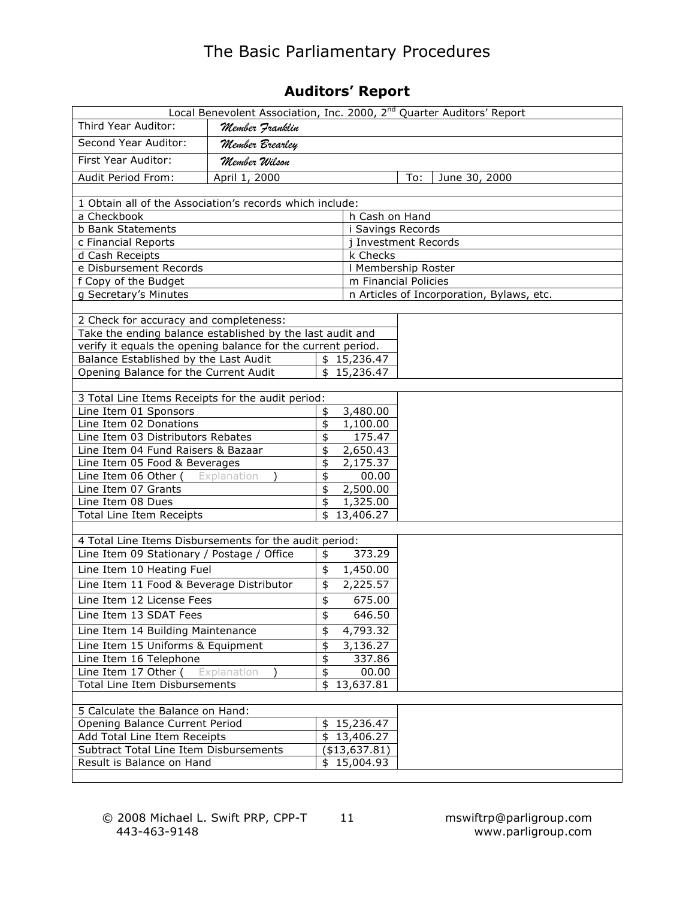## Auditors' Report

| Local Benevolent Association, Inc. 2000, 2nd Quarter Auditors' Report | | | |
|---|---|---|---|
| Third Year Auditor: | *Member Franklin* | | |
| Second Year Auditor: | *Member Brearley* | | |
| First Year Auditor: | *Member Wilson* | | |
| Audit Period From: | April 1, 2000 | To: | June 30, 2000 |

| 1 Obtain all of the Association's records which include: | |
|---|---|
| a Checkbook | h Cash on Hand |
| b Bank Statements | i Savings Records |
| c Financial Reports | j Investment Records |
| d Cash Receipts | k Checks |
| e Disbursement Records | l Membership Roster |
| f Copy of the Budget | m Financial Policies |
| g Secretary's Minutes | n Articles of Incorporation, Bylaws, etc. |

| 2 Check for accuracy and completeness: Take the ending balance established by the last audit and verify it equals the opening balance for the current period. | |
|---|---|
| Balance Established by the Last Audit | $ 15,236.47 |
| Opening Balance for the Current Audit | $ 15,236.47 |

| 3 Total Line Items Receipts for the audit period: | |
|---|---|
| Line Item 01 Sponsors | $ 3,480.00 |
| Line Item 02 Donations | $ 1,100.00 |
| Line Item 03 Distributors Rebates | $ 175.47 |
| Line Item 04 Fund Raisers & Bazaar | $ 2,650.43 |
| Line Item 05 Food & Beverages | $ 2,175.37 |
| Line Item 06 Other ( Explanation ) | $ 00.00 |
| Line Item 07 Grants | $ 2,500.00 |
| Line Item 08 Dues | $ 1,325.00 |
| Total Line Item Receipts | $ 13,406.27 |

| 4 Total Line Items Disbursements for the audit period: | |
|---|---|
| Line Item 09 Stationary / Postage / Office | $ 373.29 |
| Line Item 10 Heating Fuel | $ 1,450.00 |
| Line Item 11 Food & Beverage Distributor | $ 2,225.57 |
| Line Item 12 License Fees | $ 675.00 |
| Line Item 13 SDAT Fees | $ 646.50 |
| Line Item 14 Building Maintenance | $ 4,793.32 |
| Line Item 15 Uniforms & Equipment | $ 3,136.27 |
| Line Item 16 Telephone | $ 337.86 |
| Line Item 17 Other ( Explanation ) | $ 00.00 |
| Total Line Item Disbursements | $ 13,637.81 |

| 5 Calculate the Balance on Hand: | |
|---|---|
| Opening Balance Current Period | $ 15,236.47 |
| Add Total Line Item Receipts | $ 13,406.27 |
| Subtract Total Line Item Disbursements | ($13,637.81) |
| Result is Balance on Hand | $ 15,004.93 |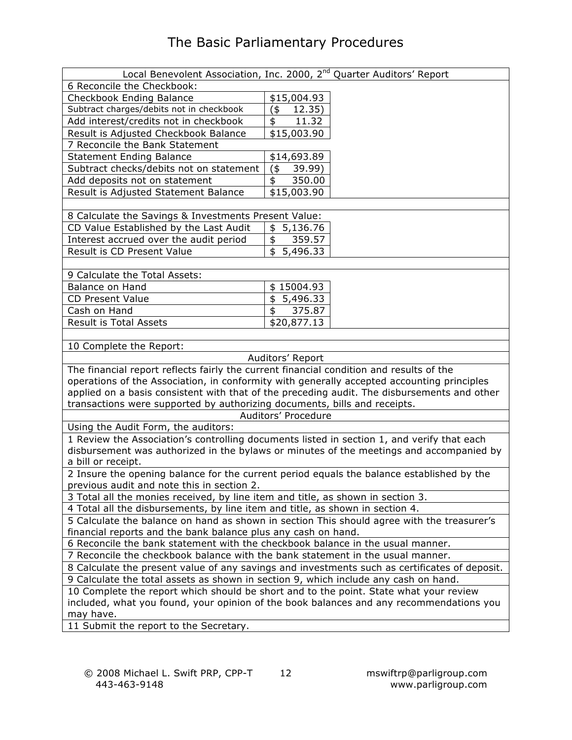| Local Benevolent Association, Inc. 2000, 2nd Quarter Auditors' Report | |
|---|---|
| 6 Reconcile the Checkbook: | |
| Checkbook Ending Balance | $15,004.93 |
| Subtract charges/debits not in checkbook | ($ 12.35) |
| Add interest/credits not in checkbook | $ 11.32 |
| Result is Adjusted Checkbook Balance | $15,003.90 |
| 7 Reconcile the Bank Statement | |
| Statement Ending Balance | $14,693.89 |
| Subtract checks/debits not on statement | ($ 39.99) |
| Add deposits not on statement | $ 350.00 |
| Result is Adjusted Statement Balance | $15,003.90 |
| | |
| 8 Calculate the Savings & Investments Present Value: | |
| CD Value Established by the Last Audit | $ 5,136.76 |
| Interest accrued over the audit period | $ 359.57 |
| Result is CD Present Value | $ 5,496.33 |
| | |
| 9 Calculate the Total Assets: | |
| Balance on Hand | $ 15004.93 |
| CD Present Value | $ 5,496.33 |
| Cash on Hand | $ 375.87 |
| Result is Total Assets | $20,877.13 |
| | |
| 10 Complete the Report: | |
| Auditors' Report | |
| The financial report reflects fairly the current financial condition and results of the operations of the Association, in conformity with generally accepted accounting principles applied on a basis consistent with that of the preceding audit. The disbursements and other transactions were supported by authorizing documents, bills and receipts. | |
| Auditors' Procedure | |
| Using the Audit Form, the auditors: | |
| 1 Review the Association's controlling documents listed in section 1, and verify that each disbursement was authorized in the bylaws or minutes of the meetings and accompanied by a bill or receipt. | |
| 2 Insure the opening balance for the current period equals the balance established by the previous audit and note this in section 2. | |
| 3 Total all the monies received, by line item and title, as shown in section 3. | |
| 4 Total all the disbursements, by line item and title, as shown in section 4. | |
| 5 Calculate the balance on hand as shown in section This should agree with the treasurer's financial reports and the bank balance plus any cash on hand. | |
| 6 Reconcile the bank statement with the checkbook balance in the usual manner. | |
| 7 Reconcile the checkbook balance with the bank statement in the usual manner. | |
| 8 Calculate the present value of any savings and investments such as certificates of deposit. | |
| 9 Calculate the total assets as shown in section 9, which include any cash on hand. | |
| 10 Complete the report which should be short and to the point. State what your review included, what you found, your opinion of the book balances and any recommendations you may have. | |
| 11 Submit the report to the Secretary. | |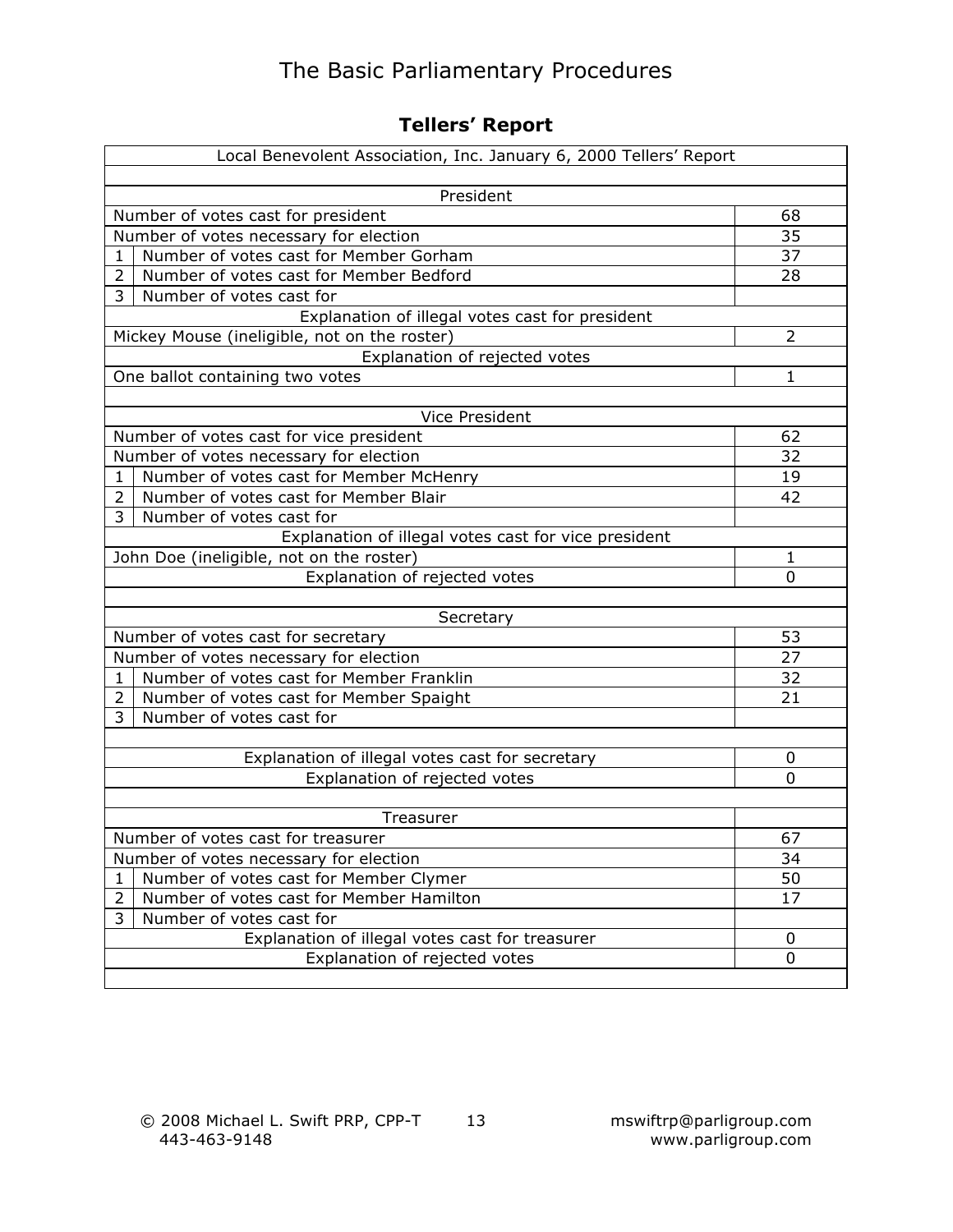## Tellers' Report

| Local Benevolent Association, Inc. January 6, 2000 Tellers' Report | | |
|---|---|---|
| | | |
| President | | |
| Number of votes cast for president | | 68 |
| Number of votes necessary for election | | 35 |
| 1 | Number of votes cast for Member Gorham | 37 |
| 2 | Number of votes cast for Member Bedford | 28 |
| 3 | Number of votes cast for | |
| Explanation of illegal votes cast for president | | |
| Mickey Mouse (ineligible, not on the roster) | | 2 |
| Explanation of rejected votes | | |
| One ballot containing two votes | | 1 |
| | | |
| Vice President | | |
| Number of votes cast for vice president | | 62 |
| Number of votes necessary for election | | 32 |
| 1 | Number of votes cast for Member McHenry | 19 |
| 2 | Number of votes cast for Member Blair | 42 |
| 3 | Number of votes cast for | |
| Explanation of illegal votes cast for vice president | | |
| John Doe (ineligible, not on the roster) | | 1 |
| Explanation of rejected votes | | 0 |
| | | |
| Secretary | | |
| Number of votes cast for secretary | | 53 |
| Number of votes necessary for election | | 27 |
| 1 | Number of votes cast for Member Franklin | 32 |
| 2 | Number of votes cast for Member Spaight | 21 |
| 3 | Number of votes cast for | |
| | | |
| Explanation of illegal votes cast for secretary | | 0 |
| Explanation of rejected votes | | 0 |
| | | |
| Treasurer | | |
| Number of votes cast for treasurer | | 67 |
| Number of votes necessary for election | | 34 |
| 1 | Number of votes cast for Member Clymer | 50 |
| 2 | Number of votes cast for Member Hamilton | 17 |
| 3 | Number of votes cast for | |
| Explanation of illegal votes cast for treasurer | | 0 |
| Explanation of rejected votes | | 0 |
| | | |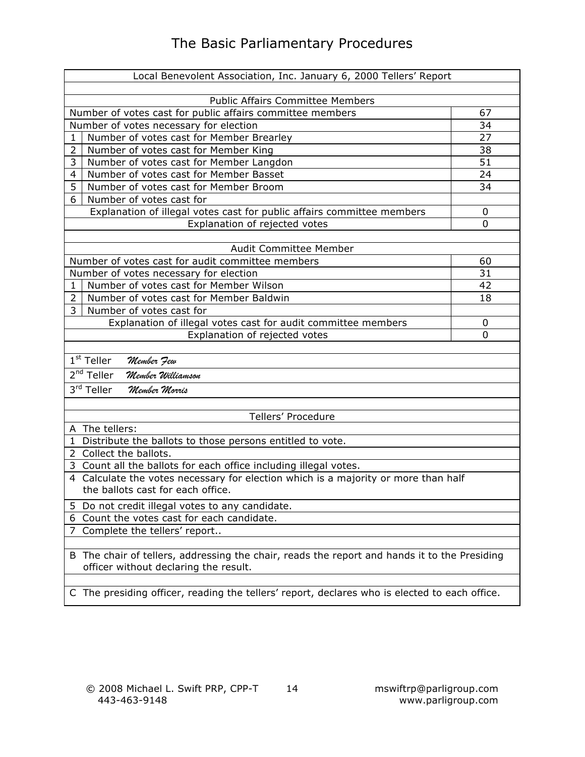# The Basic Parliamentary Procedures

| Local Benevolent Association, Inc. January 6, 2000 Tellers' Report | | |
|---|---|---|
| | | |
| Public Affairs Committee Members | | |
| Number of votes cast for public affairs committee members | | 67 |
| Number of votes necessary for election | | 34 |
| 1 | Number of votes cast for Member Brearley | 27 |
| 2 | Number of votes cast for Member King | 38 |
| 3 | Number of votes cast for Member Langdon | 51 |
| 4 | Number of votes cast for Member Basset | 24 |
| 5 | Number of votes cast for Member Broom | 34 |
| 6 | Number of votes cast for | |
| Explanation of illegal votes cast for public affairs committee members | | 0 |
| Explanation of rejected votes | | 0 |
| | | |
| Audit Committee Member | | |
| Number of votes cast for audit committee members | | 60 |
| Number of votes necessary for election | | 31 |
| 1 | Number of votes cast for Member Wilson | 42 |
| 2 | Number of votes cast for Member Baldwin | 18 |
| 3 | Number of votes cast for | |
| Explanation of illegal votes cast for audit committee members | | 0 |
| Explanation of rejected votes | | 0 |
| | | |
| 1st Teller *Member Few* | | |
| 2nd Teller *Member Williamson* | | |
| 3rd Teller *Member Morris* | | |
| | | |
| Tellers' Procedure | | |
| A The tellers: | | |
| 1 Distribute the ballots to those persons entitled to vote. | | |
| 2 Collect the ballots. | | |
| 3 Count all the ballots for each office including illegal votes. | | |
| 4 Calculate the votes necessary for election which is a majority or more than half the ballots cast for each office. | | |
| 5 Do not credit illegal votes to any candidate. | | |
| 6 Count the votes cast for each candidate. | | |
| 7 Complete the tellers' report.. | | |
| | | |
| B The chair of tellers, addressing the chair, reads the report and hands it to the Presiding officer without declaring the result. | | |
| | | |
| C The presiding officer, reading the tellers' report, declares who is elected to each office. | | |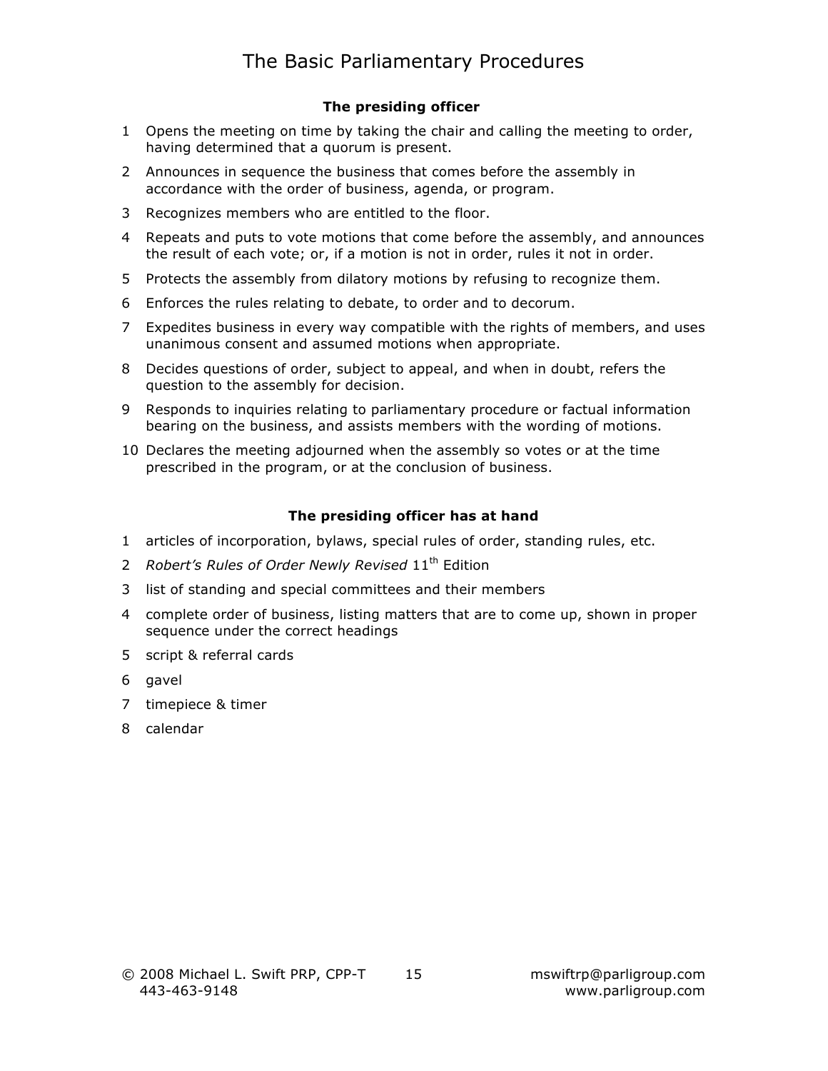# The Basic Parliamentary Procedures

### The presiding officer

1. Opens the meeting on time by taking the chair and calling the meeting to order, having determined that a quorum is present.
2. Announces in sequence the business that comes before the assembly in accordance with the order of business, agenda, or program.
3. Recognizes members who are entitled to the floor.
4. Repeats and puts to vote motions that come before the assembly, and announces the result of each vote; or, if a motion is not in order, rules it not in order.
5. Protects the assembly from dilatory motions by refusing to recognize them.
6. Enforces the rules relating to debate, to order and to decorum.
7. Expedites business in every way compatible with the rights of members, and uses unanimous consent and assumed motions when appropriate.
8. Decides questions of order, subject to appeal, and when in doubt, refers the question to the assembly for decision.
9. Responds to inquiries relating to parliamentary procedure or factual information bearing on the business, and assists members with the wording of motions.
10. Declares the meeting adjourned when the assembly so votes or at the time prescribed in the program, or at the conclusion of business.

### The presiding officer has at hand

1. articles of incorporation, bylaws, special rules of order, standing rules, etc.
2. *Robert's Rules of Order Newly Revised* 11th Edition
3. list of standing and special committees and their members
4. complete order of business, listing matters that are to come up, shown in proper sequence under the correct headings
5. script & referral cards
6. gavel
7. timepiece & timer
8. calendar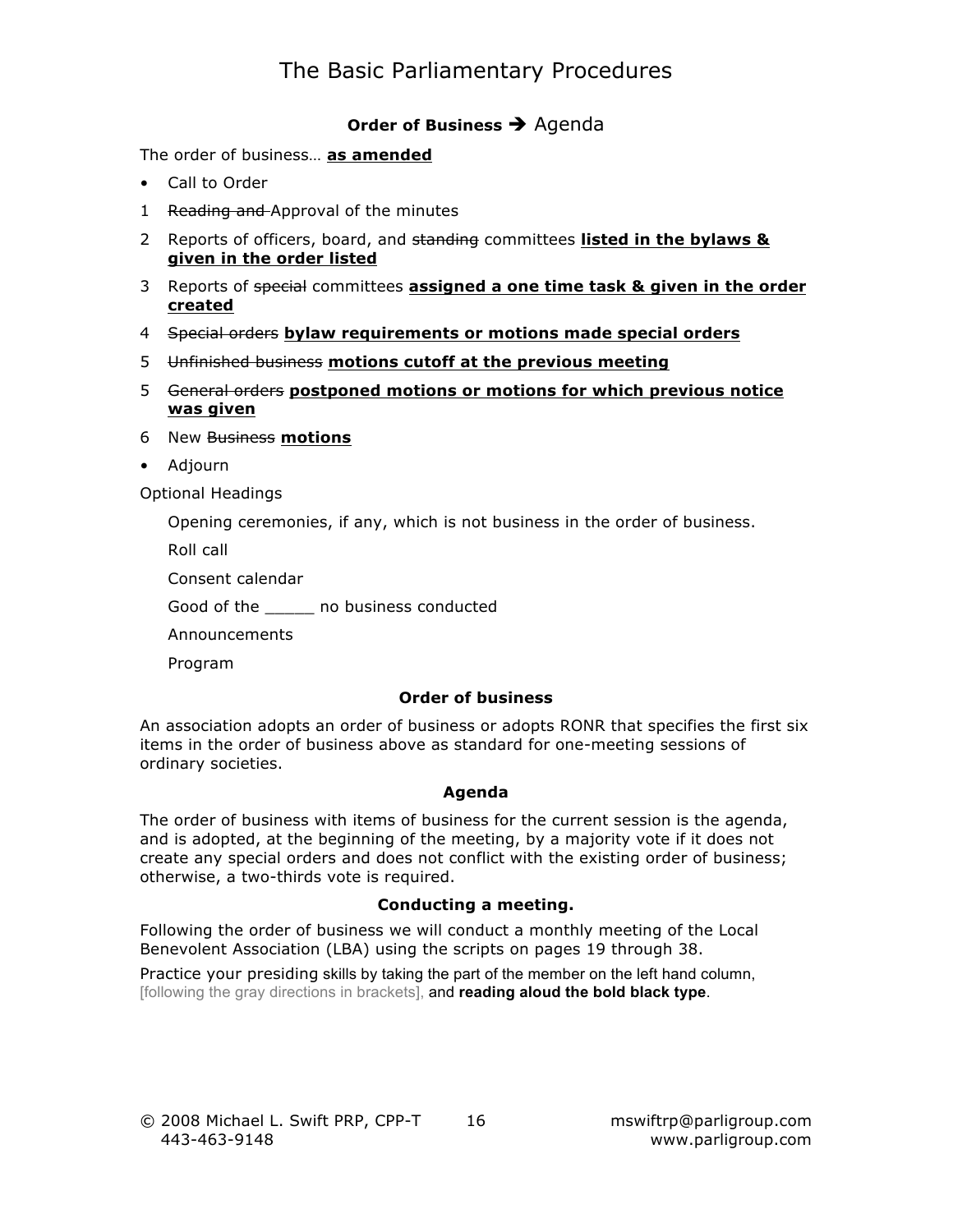# The Basic Parliamentary Procedures

### **Order of Business** ➔ Agenda

The order of business… **<u>as amended</u>**

- Call to Order

1 ~~Reading and~~ Approval of the minutes

2 Reports of officers, board, and ~~standing~~ committees **<u>listed in the bylaws & given in the order listed</u>**

3 Reports of ~~special~~ committees **<u>assigned a one time task & given in the order created</u>**

4 ~~Special orders~~ **<u>bylaw requirements or motions made special orders</u>**

5 ~~Unfinished business~~ **<u>motions cutoff at the previous meeting</u>**

5 ~~General orders~~ **<u>postponed motions or motions for which previous notice was given</u>**

6 New ~~Business~~ **<u>motions</u>**

- Adjourn

Optional Headings

Opening ceremonies, if any, which is not business in the order of business.

Roll call

Consent calendar

Good of the _____ no business conducted

Announcements

Program

### Order of business

An association adopts an order of business or adopts RONR that specifies the first six items in the order of business above as standard for one-meeting sessions of ordinary societies.

### Agenda

The order of business with items of business for the current session is the agenda, and is adopted, at the beginning of the meeting, by a majority vote if it does not create any special orders and does not conflict with the existing order of business; otherwise, a two-thirds vote is required.

### Conducting a meeting.

Following the order of business we will conduct a monthly meeting of the Local Benevolent Association (LBA) using the scripts on pages 19 through 38.

Practice your presiding skills by taking the part of the member on the left hand column, [following the gray directions in brackets], and **reading aloud the bold black type**.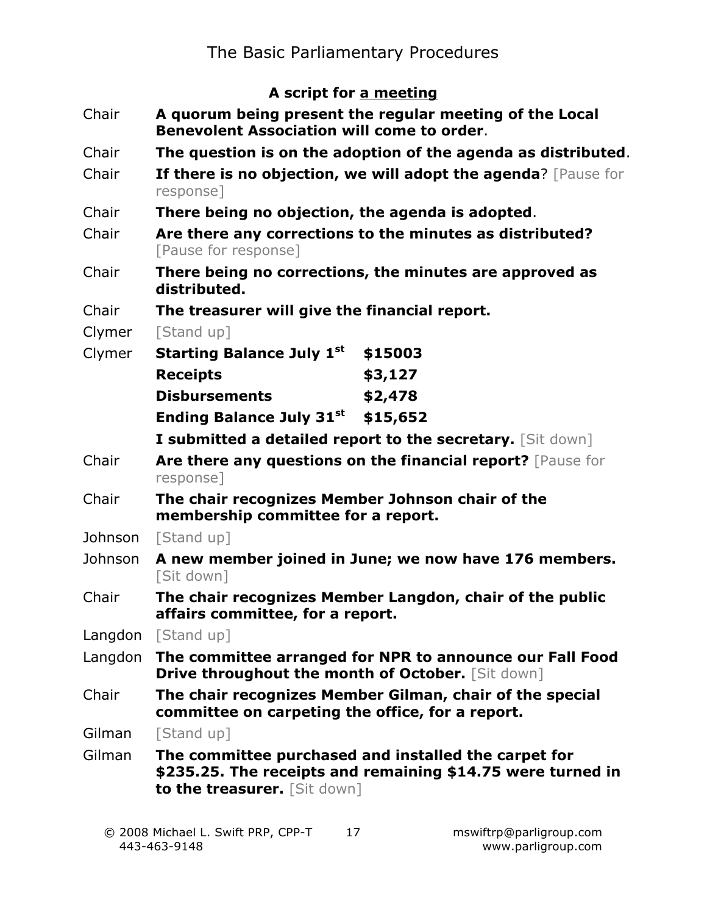### A script for a meeting

| | |
|---|---|
| Chair | **A quorum being present the regular meeting of the Local Benevolent Association will come to order**. |
| Chair | **The question is on the adoption of the agenda as distributed**. |
| Chair | **If there is no objection, we will adopt the agenda**? [Pause for response] |
| Chair | **There being no objection, the agenda is adopted**. |
| Chair | **Are there any corrections to the minutes as distributed?** [Pause for response] |
| Chair | **There being no corrections, the minutes are approved as distributed.** |
| Chair | **The treasurer will give the financial report.** |
| Clymer | [Stand up] |
| Clymer | **Starting Balance July 1st $15003**<br>**Receipts $3,127**<br>**Disbursements $2,478**<br>**Ending Balance July 31st $15,652**<br>**I submitted a detailed report to the secretary.** [Sit down] |
| Chair | **Are there any questions on the financial report?** [Pause for response] |
| Chair | **The chair recognizes Member Johnson chair of the membership committee for a report.** |
| Johnson | [Stand up] |
| Johnson | **A new member joined in June; we now have 176 members.** [Sit down] |
| Chair | **The chair recognizes Member Langdon, chair of the public affairs committee, for a report.** |
| Langdon | [Stand up] |
| Langdon | **The committee arranged for NPR to announce our Fall Food Drive throughout the month of October.** [Sit down] |
| Chair | **The chair recognizes Member Gilman, chair of the special committee on carpeting the office, for a report.** |
| Gilman | [Stand up] |
| Gilman | **The committee purchased and installed the carpet for $235.25. The receipts and remaining $14.75 were turned in to the treasurer.** [Sit down] |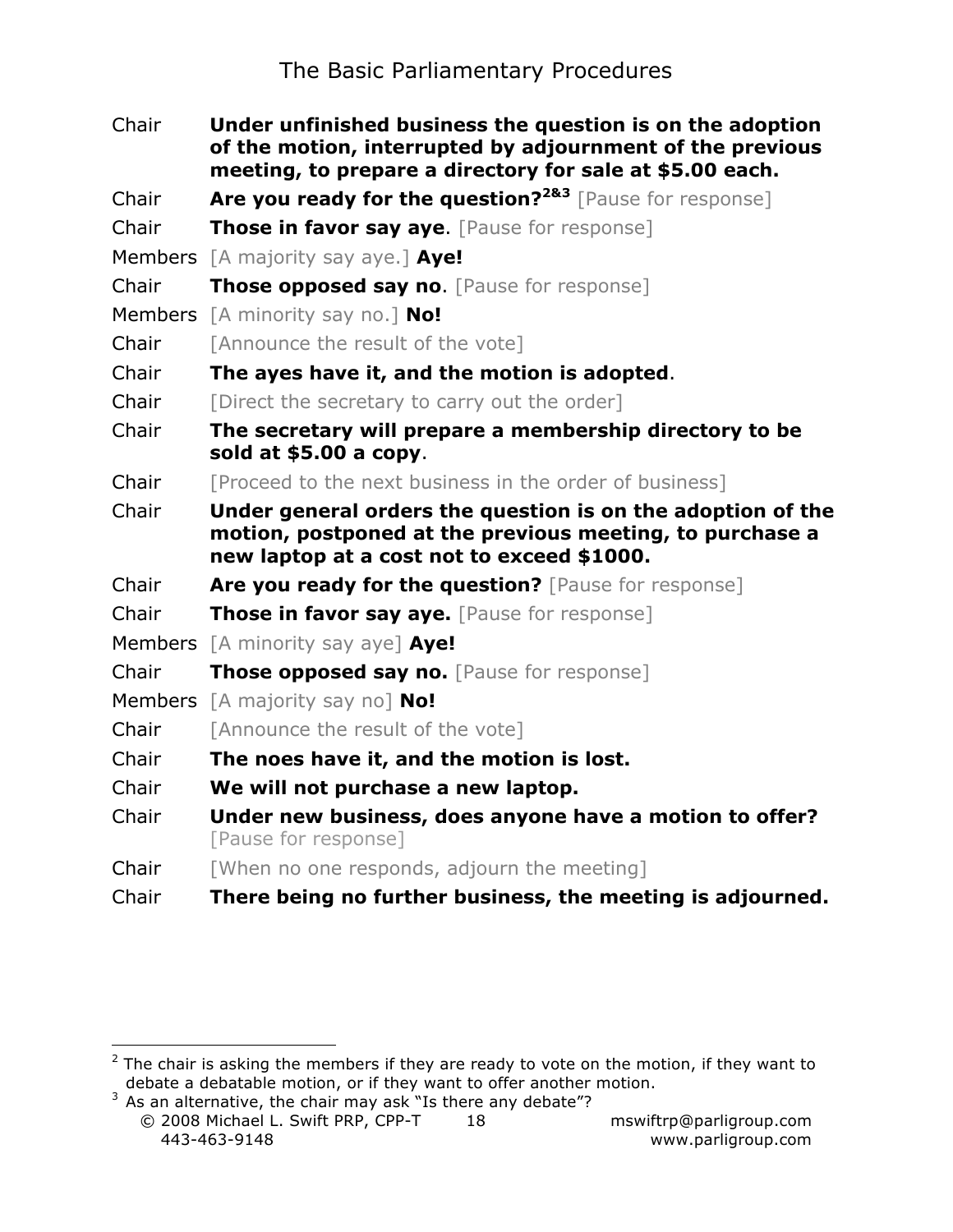| | |
|---|---|
| Chair | **Under unfinished business the question is on the adoption of the motion, interrupted by adjournment of the previous meeting, to prepare a directory for sale at $5.00 each.** |
| Chair | **Are you ready for the question?**[2&3] [Pause for response] |
| Chair | **Those in favor say aye**. [Pause for response] |
| Members | [A majority say aye.] **Aye!** |
| Chair | **Those opposed say no**. [Pause for response] |
| Members | [A minority say no.] **No!** |
| Chair | [Announce the result of the vote] |
| Chair | **The ayes have it, and the motion is adopted**. |
| Chair | [Direct the secretary to carry out the order] |
| Chair | **The secretary will prepare a membership directory to be sold at $5.00 a copy**. |
| Chair | [Proceed to the next business in the order of business] |
| Chair | **Under general orders the question is on the adoption of the motion, postponed at the previous meeting, to purchase a new laptop at a cost not to exceed $1000.** |
| Chair | **Are you ready for the question?** [Pause for response] |
| Chair | **Those in favor say aye.** [Pause for response] |
| Members | [A minority say aye] **Aye!** |
| Chair | **Those opposed say no.** [Pause for response] |
| Members | [A majority say no] **No!** |
| Chair | [Announce the result of the vote] |
| Chair | **The noes have it, and the motion is lost.** |
| Chair | **We will not purchase a new laptop.** |
| Chair | **Under new business, does anyone have a motion to offer?** [Pause for response] |
| Chair | [When no one responds, adjourn the meeting] |
| Chair | **There being no further business, the meeting is adjourned.** |

---

[2] The chair is asking the members if they are ready to vote on the motion, if they want to debate a debatable motion, or if they want to offer another motion.

[3] As an alternative, the chair may ask "Is there any debate"?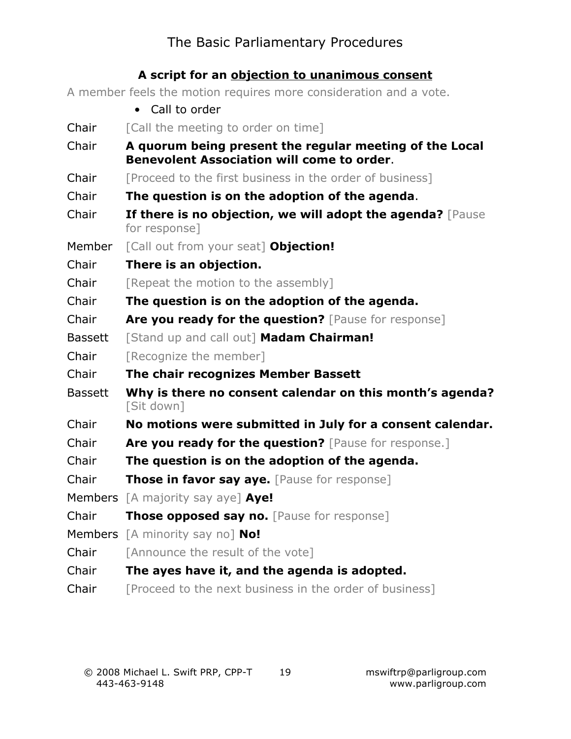# The Basic Parliamentary Procedures

### A script for an objection to unanimous consent

A member feels the motion requires more consideration and a vote.

- Call to order

| | |
|---|---|
| Chair | [Call the meeting to order on time] |
| Chair | **A quorum being present the regular meeting of the Local Benevolent Association will come to order**. |
| Chair | [Proceed to the first business in the order of business] |
| Chair | **The question is on the adoption of the agenda**. |
| Chair | **If there is no objection, we will adopt the agenda?** [Pause for response] |
| Member | [Call out from your seat] **Objection!** |
| Chair | **There is an objection.** |
| Chair | [Repeat the motion to the assembly] |
| Chair | **The question is on the adoption of the agenda.** |
| Chair | **Are you ready for the question?** [Pause for response] |
| Bassett | [Stand up and call out] **Madam Chairman!** |
| Chair | [Recognize the member] |
| Chair | **The chair recognizes Member Bassett** |
| Bassett | **Why is there no consent calendar on this month's agenda?** [Sit down] |
| Chair | **No motions were submitted in July for a consent calendar.** |
| Chair | **Are you ready for the question?** [Pause for response.] |
| Chair | **The question is on the adoption of the agenda.** |
| Chair | **Those in favor say aye.** [Pause for response] |
| Members | [A majority say aye] **Aye!** |
| Chair | **Those opposed say no.** [Pause for response] |
| Members | [A minority say no] **No!** |
| Chair | [Announce the result of the vote] |
| Chair | **The ayes have it, and the agenda is adopted.** |
| Chair | [Proceed to the next business in the order of business] |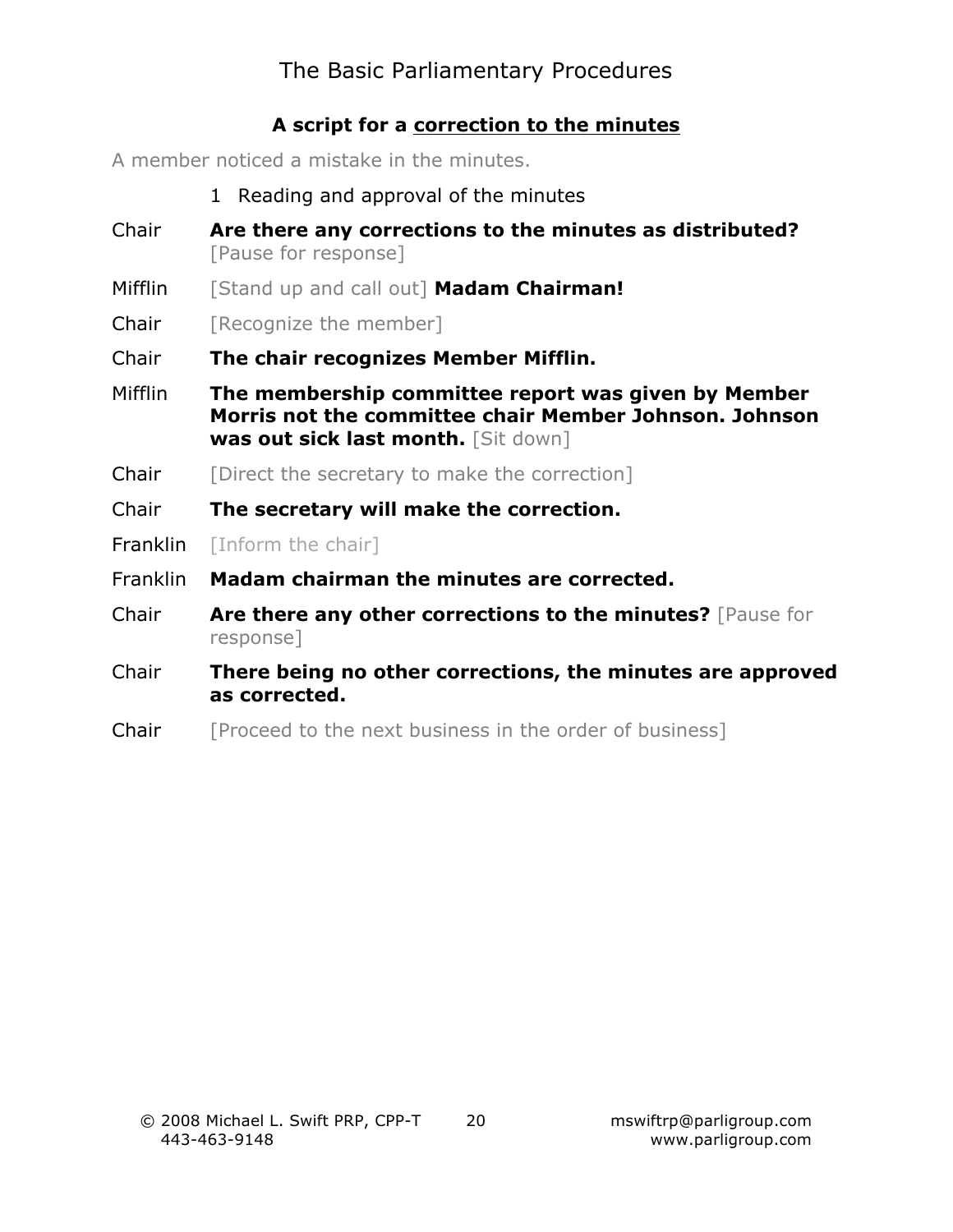### A script for a correction to the minutes

A member noticed a mistake in the minutes.

1 Reading and approval of the minutes

Chair **Are there any corrections to the minutes as distributed?** [Pause for response]

Mifflin [Stand up and call out] **Madam Chairman!**

Chair [Recognize the member]

Chair **The chair recognizes Member Mifflin.**

Mifflin **The membership committee report was given by Member Morris not the committee chair Member Johnson. Johnson was out sick last month.** [Sit down]

Chair [Direct the secretary to make the correction]

Chair **The secretary will make the correction.**

Franklin [Inform the chair]

Franklin **Madam chairman the minutes are corrected.**

Chair **Are there any other corrections to the minutes?** [Pause for response]

Chair **There being no other corrections, the minutes are approved as corrected.**

Chair [Proceed to the next business in the order of business]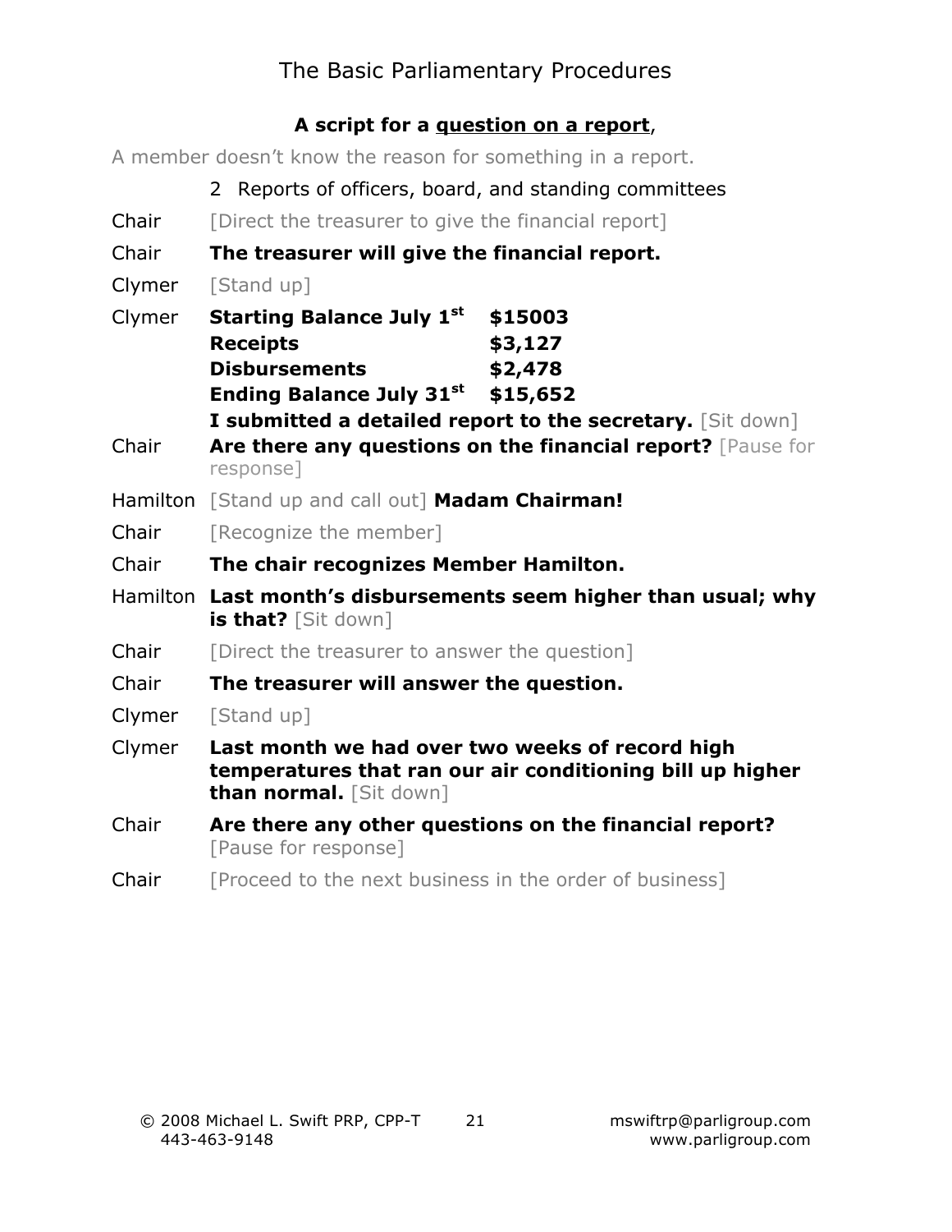The Basic Parliamentary Procedures

**A script for a <u>question on a report</u>**,

A member doesn't know the reason for something in a report.

| | |
|---|---|
| | 2 Reports of officers, board, and standing committees |
| Chair | [Direct the treasurer to give the financial report] |
| Chair | **The treasurer will give the financial report.** |
| Clymer | [Stand up] |
| Clymer | **Starting Balance July 1st $15003**<br>**Receipts $3,127**<br>**Disbursements $2,478**<br>**Ending Balance July 31st $15,652**<br>**I submitted a detailed report to the secretary.** [Sit down] |
| Chair | **Are there any questions on the financial report?** [Pause for response] |
| Hamilton | [Stand up and call out] **Madam Chairman!** |
| Chair | [Recognize the member] |
| Chair | **The chair recognizes Member Hamilton.** |
| Hamilton | **Last month's disbursements seem higher than usual; why is that?** [Sit down] |
| Chair | [Direct the treasurer to answer the question] |
| Chair | **The treasurer will answer the question.** |
| Clymer | [Stand up] |
| Clymer | **Last month we had over two weeks of record high temperatures that ran our air conditioning bill up higher than normal.** [Sit down] |
| Chair | **Are there any other questions on the financial report?** [Pause for response] |
| Chair | [Proceed to the next business in the order of business] |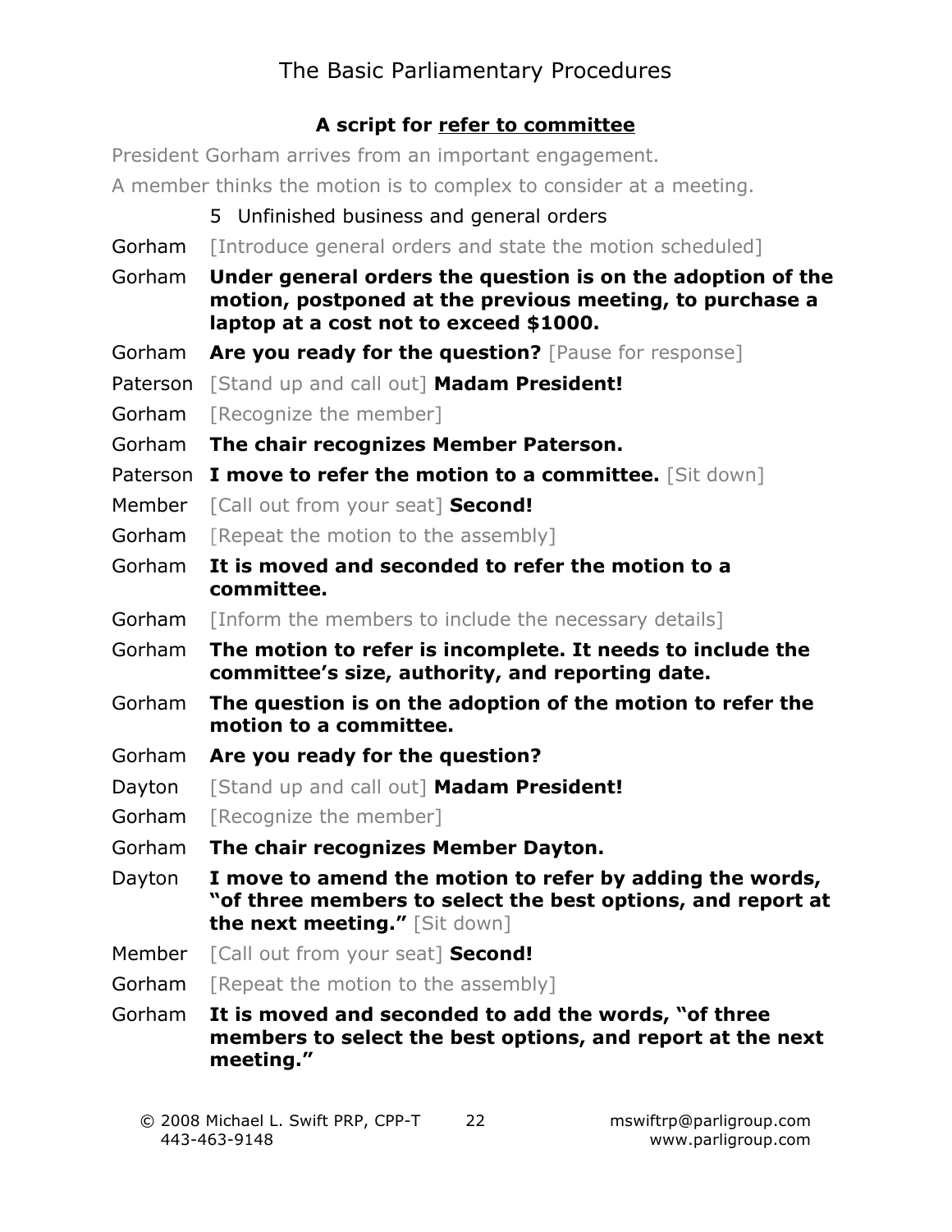### A script for <u>refer to committee</u>

President Gorham arrives from an important engagement.

A member thinks the motion is to complex to consider at a meeting.

5 Unfinished business and general orders

| | |
|---|---|
| Gorham | [Introduce general orders and state the motion scheduled] |
| Gorham | **Under general orders the question is on the adoption of the motion, postponed at the previous meeting, to purchase a laptop at a cost not to exceed $1000.** |
| Gorham | **Are you ready for the question?** [Pause for response] |
| Paterson | [Stand up and call out] **Madam President!** |
| Gorham | [Recognize the member] |
| Gorham | **The chair recognizes Member Paterson.** |
| Paterson | **I move to refer the motion to a committee.** [Sit down] |
| Member | [Call out from your seat] **Second!** |
| Gorham | [Repeat the motion to the assembly] |
| Gorham | **It is moved and seconded to refer the motion to a committee.** |
| Gorham | [Inform the members to include the necessary details] |
| Gorham | **The motion to refer is incomplete. It needs to include the committee's size, authority, and reporting date.** |
| Gorham | **The question is on the adoption of the motion to refer the motion to a committee.** |
| Gorham | **Are you ready for the question?** |
| Dayton | [Stand up and call out] **Madam President!** |
| Gorham | [Recognize the member] |
| Gorham | **The chair recognizes Member Dayton.** |
| Dayton | **I move to amend the motion to refer by adding the words, "of three members to select the best options, and report at the next meeting."** [Sit down] |
| Member | [Call out from your seat] **Second!** |
| Gorham | [Repeat the motion to the assembly] |
| Gorham | **It is moved and seconded to add the words, "of three members to select the best options, and report at the next meeting."** |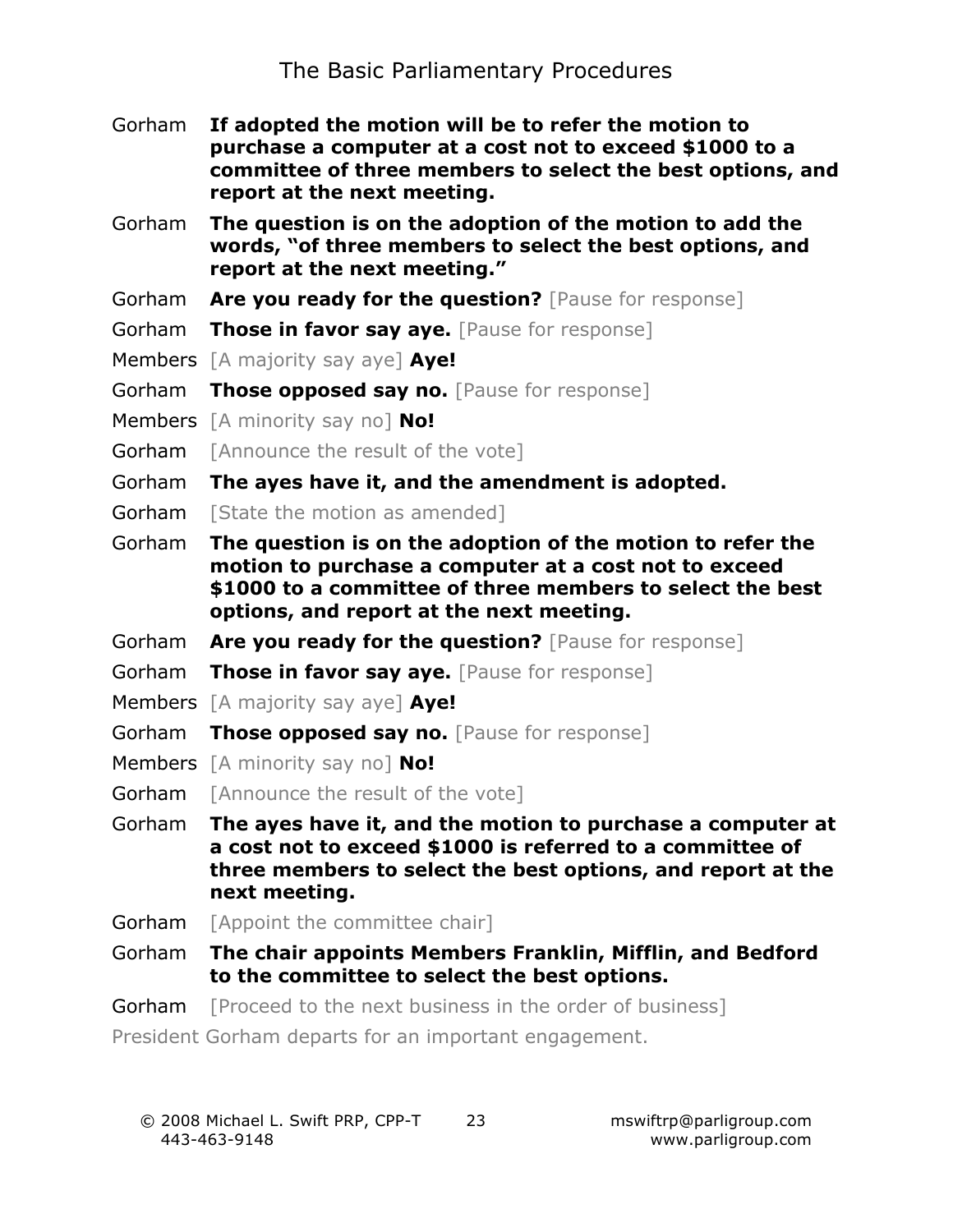Gorham **If adopted the motion will be to refer the motion to purchase a computer at a cost not to exceed $1000 to a committee of three members to select the best options, and report at the next meeting.**

Gorham **The question is on the adoption of the motion to add the words, "of three members to select the best options, and report at the next meeting."**

Gorham **Are you ready for the question?** [Pause for response]

Gorham **Those in favor say aye.** [Pause for response]

Members [A majority say aye] **Aye!**

Gorham **Those opposed say no.** [Pause for response]

Members [A minority say no] **No!**

Gorham [Announce the result of the vote]

Gorham **The ayes have it, and the amendment is adopted.**

Gorham [State the motion as amended]

Gorham **The question is on the adoption of the motion to refer the motion to purchase a computer at a cost not to exceed $1000 to a committee of three members to select the best options, and report at the next meeting.**

Gorham **Are you ready for the question?** [Pause for response]

Gorham **Those in favor say aye.** [Pause for response]

Members [A majority say aye] **Aye!**

Gorham **Those opposed say no.** [Pause for response]

Members [A minority say no] **No!**

Gorham [Announce the result of the vote]

Gorham **The ayes have it, and the motion to purchase a computer at a cost not to exceed $1000 is referred to a committee of three members to select the best options, and report at the next meeting.**

Gorham [Appoint the committee chair]

Gorham **The chair appoints Members Franklin, Mifflin, and Bedford to the committee to select the best options.**

Gorham [Proceed to the next business in the order of business]

President Gorham departs for an important engagement.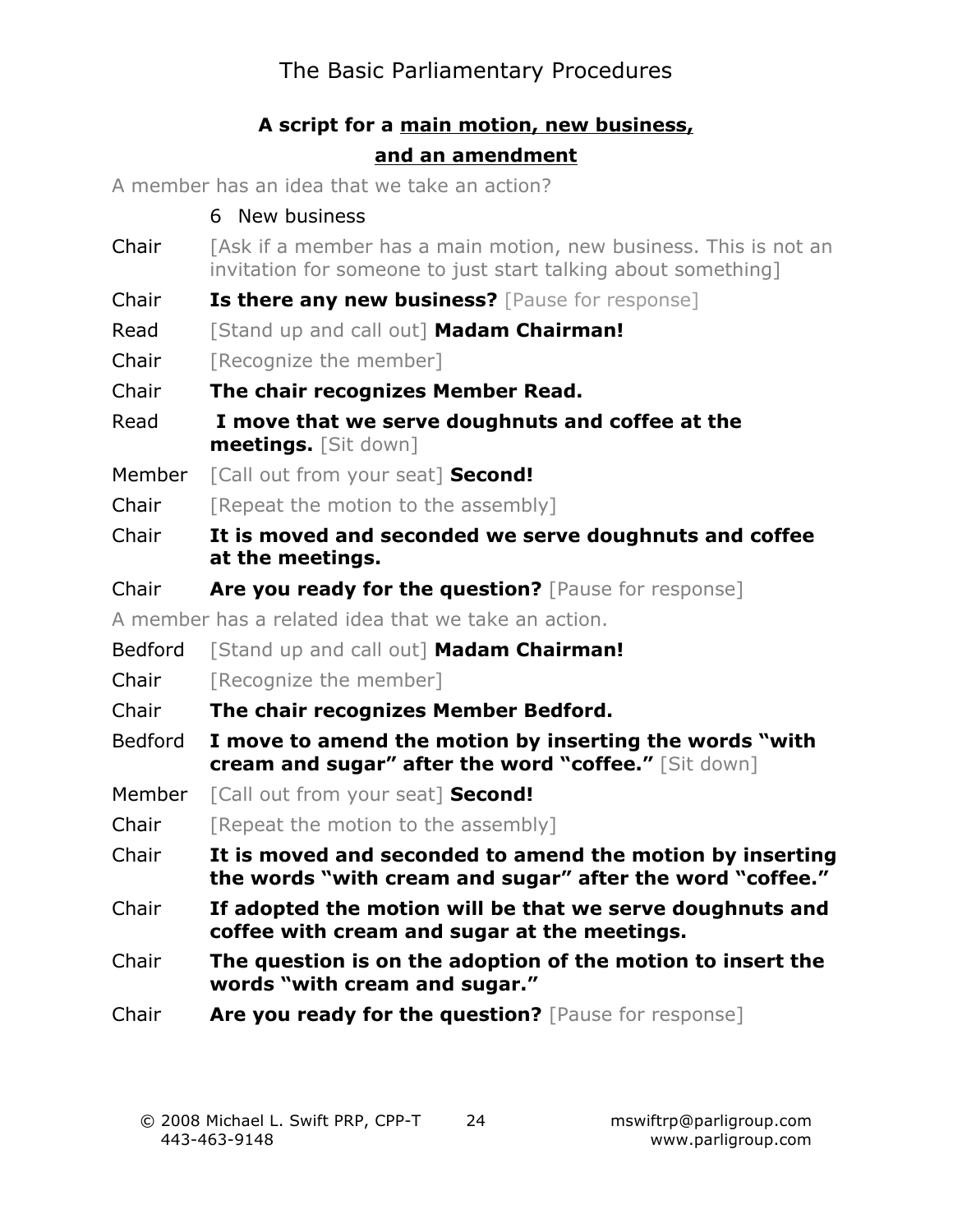# The Basic Parliamentary Procedures

**A script for a <u>main motion, new business,</u>**

**<u>and an amendment</u>**

A member has an idea that we take an action?

6 New business

| | |
|---|---|
| Chair | [Ask if a member has a main motion, new business. This is not an invitation for someone to just start talking about something] |
| Chair | **Is there any new business?** [Pause for response] |
| Read | [Stand up and call out] **Madam Chairman!** |
| Chair | [Recognize the member] |
| Chair | **The chair recognizes Member Read.** |
| Read | **I move that we serve doughnuts and coffee at the meetings.** [Sit down] |
| Member | [Call out from your seat] **Second!** |
| Chair | [Repeat the motion to the assembly] |
| Chair | **It is moved and seconded we serve doughnuts and coffee at the meetings.** |
| Chair | **Are you ready for the question?** [Pause for response] |

A member has a related idea that we take an action.

| | |
|---|---|
| Bedford | [Stand up and call out] **Madam Chairman!** |
| Chair | [Recognize the member] |
| Chair | **The chair recognizes Member Bedford.** |
| Bedford | **I move to amend the motion by inserting the words "with cream and sugar" after the word "coffee."** [Sit down] |
| Member | [Call out from your seat] **Second!** |
| Chair | [Repeat the motion to the assembly] |
| Chair | **It is moved and seconded to amend the motion by inserting the words "with cream and sugar" after the word "coffee."** |
| Chair | **If adopted the motion will be that we serve doughnuts and coffee with cream and sugar at the meetings.** |
| Chair | **The question is on the adoption of the motion to insert the words "with cream and sugar."** |
| Chair | **Are you ready for the question?** [Pause for response] |

© 2008 Michael L. Swift PRP, CPP-T 443-463-9148 mswiftrp@parligroup.com www.parligroup.com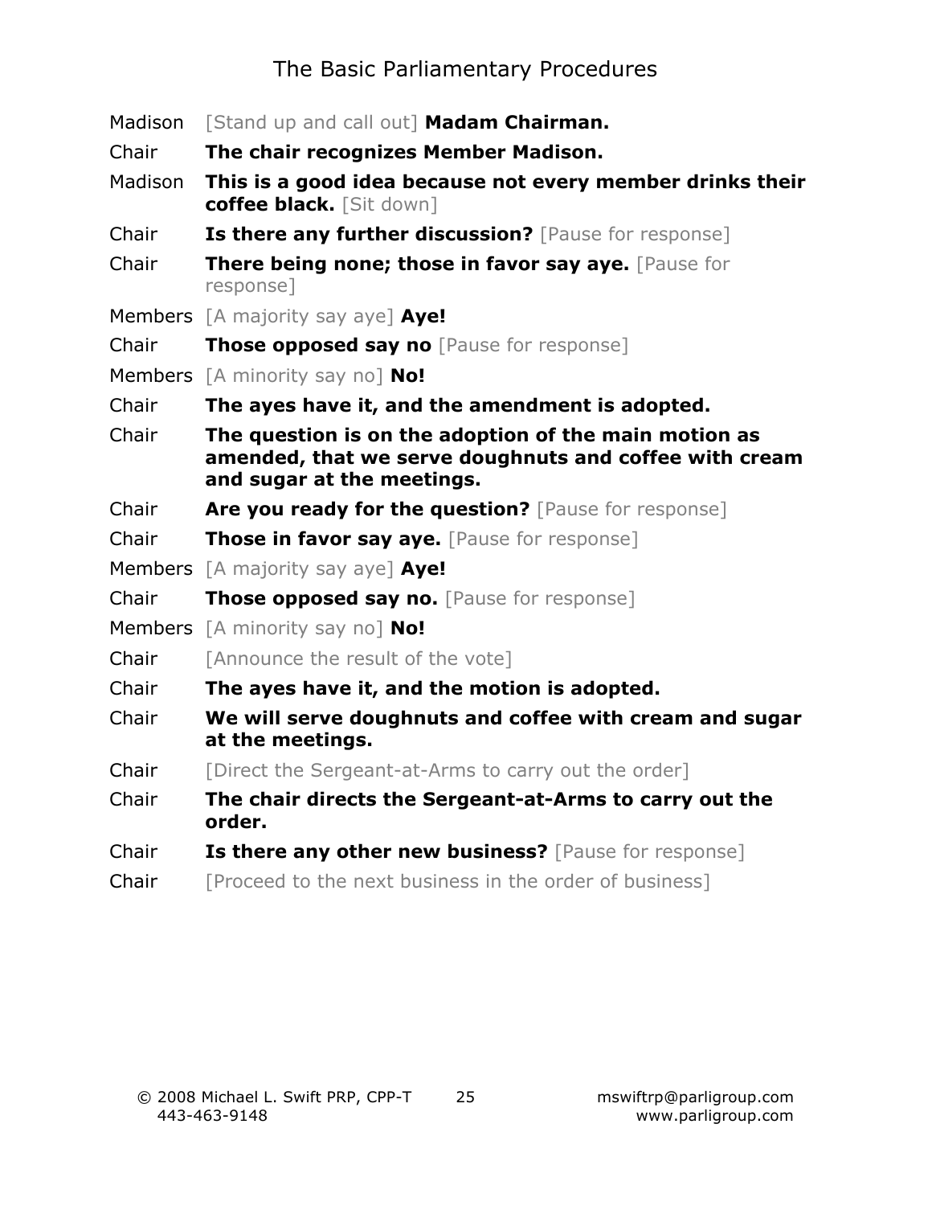Madison [Stand up and call out] **Madam Chairman.**

Chair **The chair recognizes Member Madison.**

Madison **This is a good idea because not every member drinks their coffee black.** [Sit down]

Chair **Is there any further discussion?** [Pause for response]

Chair **There being none; those in favor say aye.** [Pause for response]

Members [A majority say aye] **Aye!**

Chair **Those opposed say no** [Pause for response]

Members [A minority say no] **No!**

Chair **The ayes have it, and the amendment is adopted.**

Chair **The question is on the adoption of the main motion as amended, that we serve doughnuts and coffee with cream and sugar at the meetings.**

Chair **Are you ready for the question?** [Pause for response]

Chair **Those in favor say aye.** [Pause for response]

Members [A majority say aye] **Aye!**

Chair **Those opposed say no.** [Pause for response]

Members [A minority say no] **No!**

Chair [Announce the result of the vote]

Chair **The ayes have it, and the motion is adopted.**

Chair **We will serve doughnuts and coffee with cream and sugar at the meetings.**

Chair [Direct the Sergeant-at-Arms to carry out the order]

Chair **The chair directs the Sergeant-at-Arms to carry out the order.**

Chair **Is there any other new business?** [Pause for response]

Chair [Proceed to the next business in the order of business]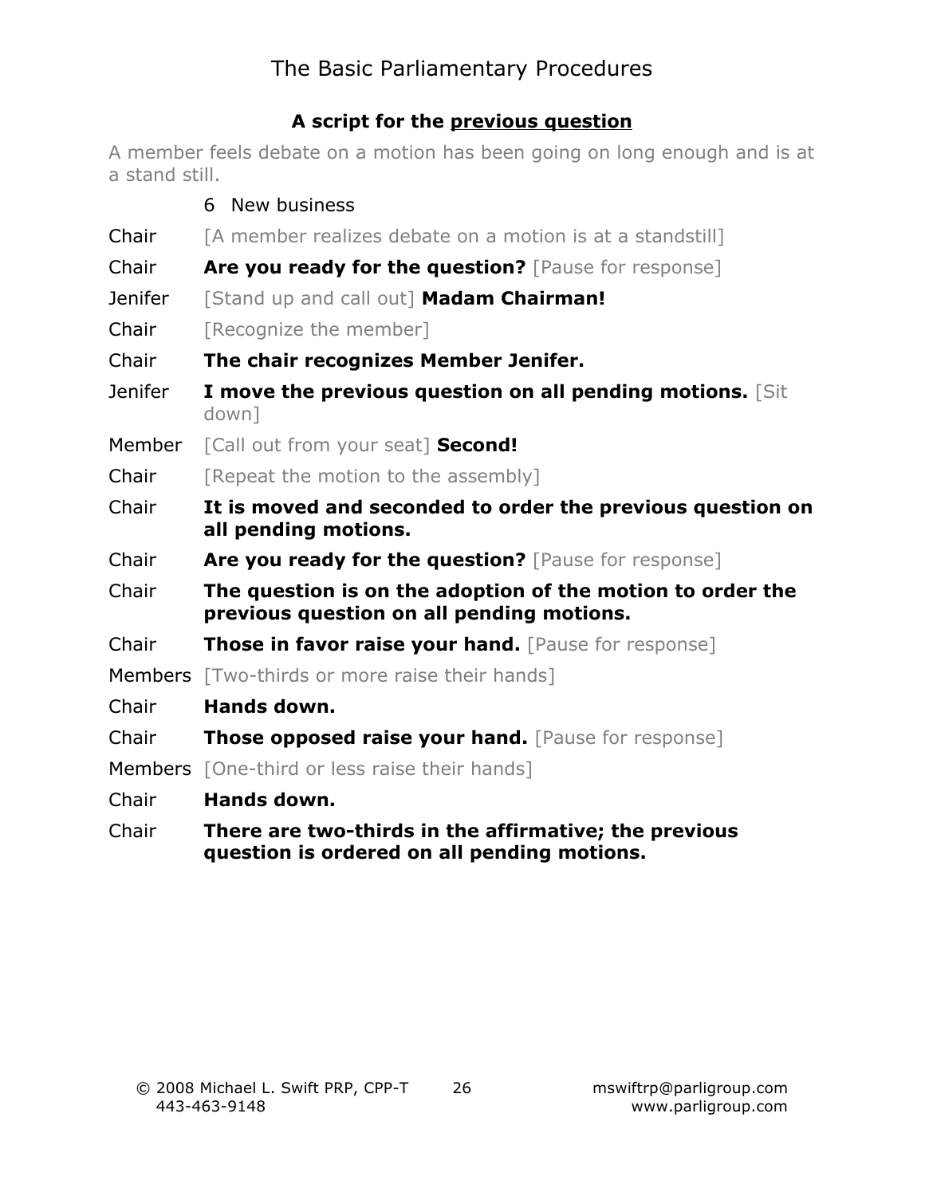## A script for the previous question

A member feels debate on a motion has been going on long enough and is at a stand still.

6 New business

| | |
|---|---|
| Chair | [A member realizes debate on a motion is at a standstill] |
| Chair | **Are you ready for the question?** [Pause for response] |
| Jenifer | [Stand up and call out] **Madam Chairman!** |
| Chair | [Recognize the member] |
| Chair | **The chair recognizes Member Jenifer.** |
| Jenifer | **I move the previous question on all pending motions.** [Sit down] |
| Member | [Call out from your seat] **Second!** |
| Chair | [Repeat the motion to the assembly] |
| Chair | **It is moved and seconded to order the previous question on all pending motions.** |
| Chair | **Are you ready for the question?** [Pause for response] |
| Chair | **The question is on the adoption of the motion to order the previous question on all pending motions.** |
| Chair | **Those in favor raise your hand.** [Pause for response] |
| Members | [Two-thirds or more raise their hands] |
| Chair | **Hands down.** |
| Chair | **Those opposed raise your hand.** [Pause for response] |
| Members | [One-third or less raise their hands] |
| Chair | **Hands down.** |
| Chair | **There are two-thirds in the affirmative; the previous question is ordered on all pending motions.** |

© 2008 Michael L. Swift PRP, CPP-T 443-463-9148 mswiftrp@parligroup.com www.parligroup.com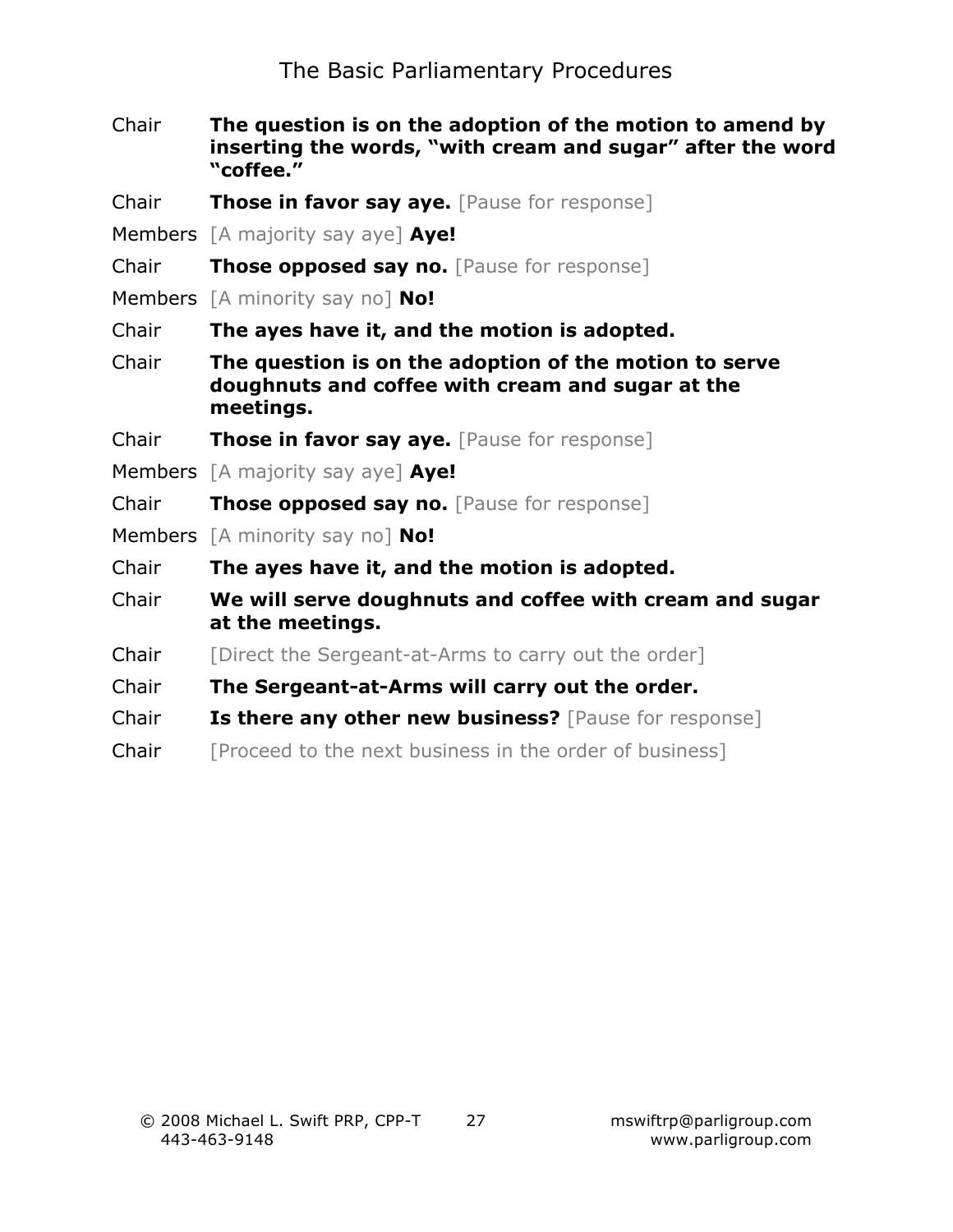| | |
|---|---|
| Chair | **The question is on the adoption of the motion to amend by inserting the words, "with cream and sugar" after the word "coffee."** |
| Chair | **Those in favor say aye.** [Pause for response] |
| Members | [A majority say aye] **Aye!** |
| Chair | **Those opposed say no.** [Pause for response] |
| Members | [A minority say no] **No!** |
| Chair | **The ayes have it, and the motion is adopted.** |
| Chair | **The question is on the adoption of the motion to serve doughnuts and coffee with cream and sugar at the meetings.** |
| Chair | **Those in favor say aye.** [Pause for response] |
| Members | [A majority say aye] **Aye!** |
| Chair | **Those opposed say no.** [Pause for response] |
| Members | [A minority say no] **No!** |
| Chair | **The ayes have it, and the motion is adopted.** |
| Chair | **We will serve doughnuts and coffee with cream and sugar at the meetings.** |
| Chair | [Direct the Sergeant-at-Arms to carry out the order] |
| Chair | **The Sergeant-at-Arms will carry out the order.** |
| Chair | **Is there any other new business?** [Pause for response] |
| Chair | [Proceed to the next business in the order of business] |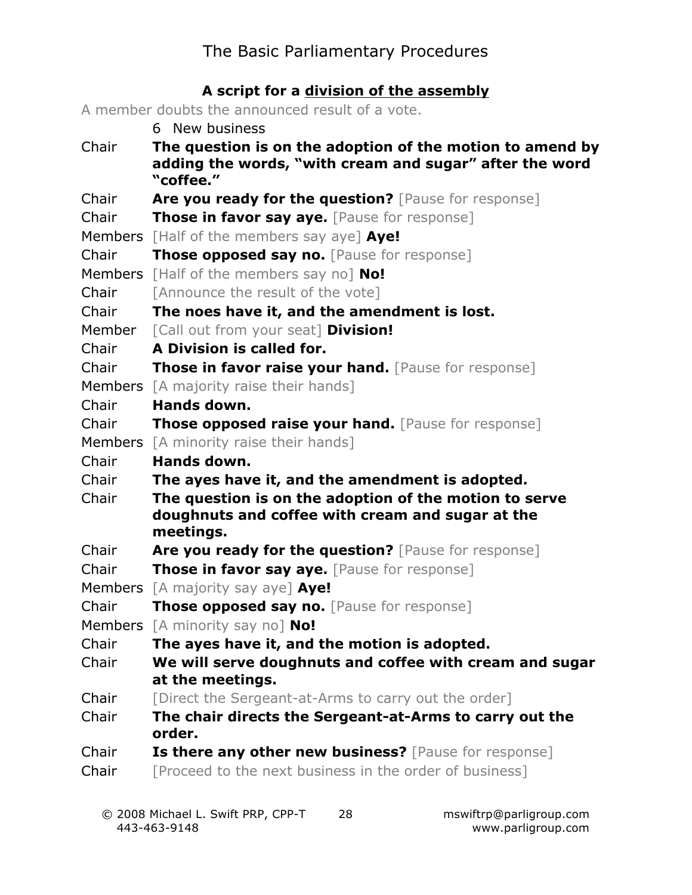### **A script for a division of the assembly**

A member doubts the announced result of a vote.

| | |
|---|---|
| | 6 New business |
| Chair | **The question is on the adoption of the motion to amend by adding the words, "with cream and sugar" after the word "coffee."** |
| Chair | **Are you ready for the question?** [Pause for response] |
| Chair | **Those in favor say aye.** [Pause for response] |
| Members | [Half of the members say aye] **Aye!** |
| Chair | **Those opposed say no.** [Pause for response] |
| Members | [Half of the members say no] **No!** |
| Chair | [Announce the result of the vote] |
| Chair | **The noes have it, and the amendment is lost.** |
| Member | [Call out from your seat] **Division!** |
| Chair | **A Division is called for.** |
| Chair | **Those in favor raise your hand.** [Pause for response] |
| Members | [A majority raise their hands] |
| Chair | **Hands down.** |
| Chair | **Those opposed raise your hand.** [Pause for response] |
| Members | [A minority raise their hands] |
| Chair | **Hands down.** |
| Chair | **The ayes have it, and the amendment is adopted.** |
| Chair | **The question is on the adoption of the motion to serve doughnuts and coffee with cream and sugar at the meetings.** |
| Chair | **Are you ready for the question?** [Pause for response] |
| Chair | **Those in favor say aye.** [Pause for response] |
| Members | [A majority say aye] **Aye!** |
| Chair | **Those opposed say no.** [Pause for response] |
| Members | [A minority say no] **No!** |
| Chair | **The ayes have it, and the motion is adopted.** |
| Chair | **We will serve doughnuts and coffee with cream and sugar at the meetings.** |
| Chair | [Direct the Sergeant-at-Arms to carry out the order] |
| Chair | **The chair directs the Sergeant-at-Arms to carry out the order.** |
| Chair | **Is there any other new business?** [Pause for response] |
| Chair | [Proceed to the next business in the order of business] |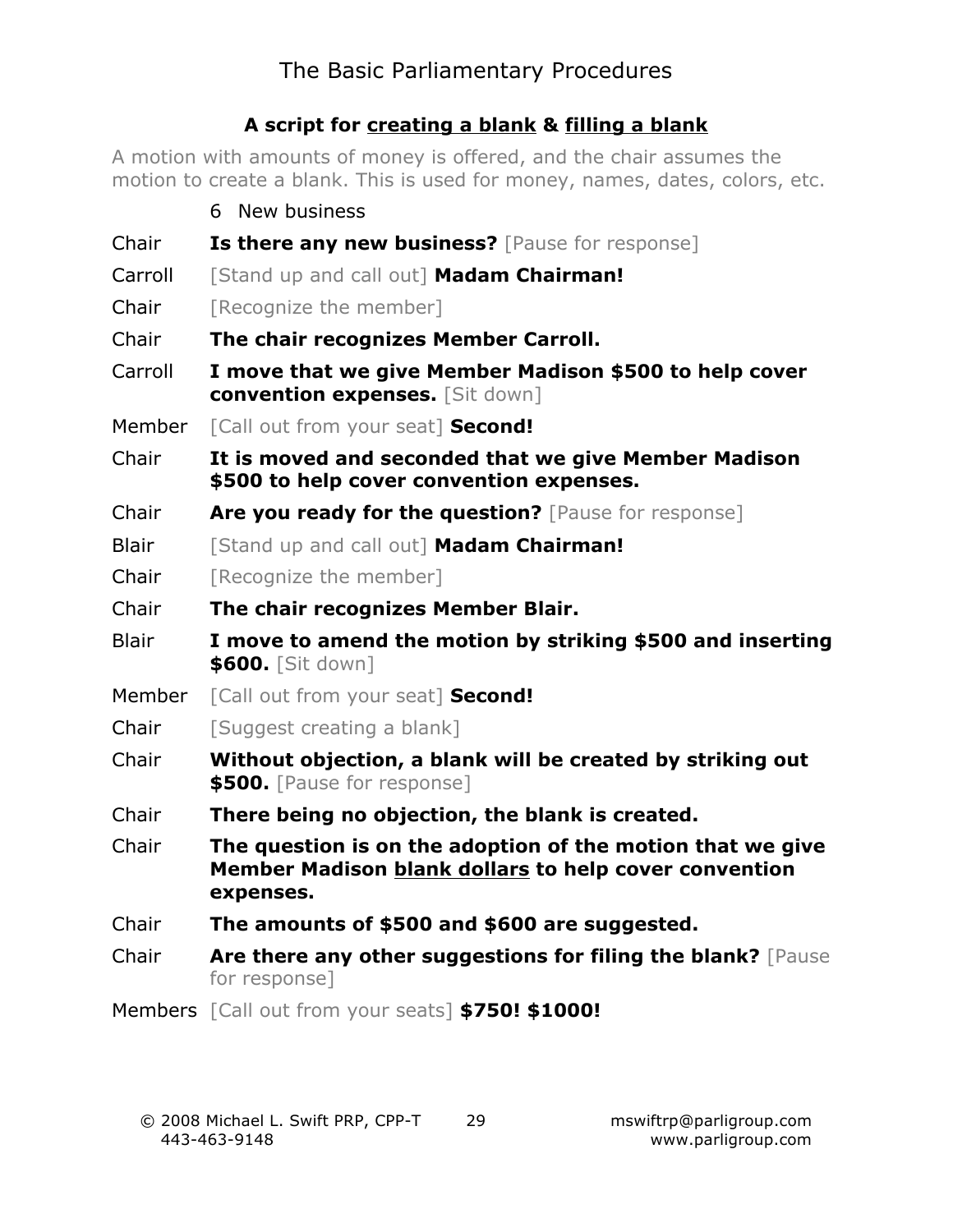## A script for creating a blank & filling a blank

A motion with amounts of money is offered, and the chair assumes the motion to create a blank. This is used for money, names, dates, colors, etc.

| | |
|---|---|
| | 6 New business |
| Chair | **Is there any new business?** [Pause for response] |
| Carroll | [Stand up and call out] **Madam Chairman!** |
| Chair | [Recognize the member] |
| Chair | **The chair recognizes Member Carroll.** |
| Carroll | **I move that we give Member Madison $500 to help cover convention expenses.** [Sit down] |
| Member | [Call out from your seat] **Second!** |
| Chair | **It is moved and seconded that we give Member Madison $500 to help cover convention expenses.** |
| Chair | **Are you ready for the question?** [Pause for response] |
| Blair | [Stand up and call out] **Madam Chairman!** |
| Chair | [Recognize the member] |
| Chair | **The chair recognizes Member Blair.** |
| Blair | **I move to amend the motion by striking $500 and inserting $600.** [Sit down] |
| Member | [Call out from your seat] **Second!** |
| Chair | [Suggest creating a blank] |
| Chair | **Without objection, a blank will be created by striking out $500.** [Pause for response] |
| Chair | **There being no objection, the blank is created.** |
| Chair | **The question is on the adoption of the motion that we give Member Madison blank dollars to help cover convention expenses.** |
| Chair | **The amounts of $500 and $600 are suggested.** |
| Chair | **Are there any other suggestions for filing the blank?** [Pause for response] |
| Members | [Call out from your seats] **$750! $1000!** |

© 2008 Michael L. Swift PRP, CPP-T 443-463-9148 mswiftrp@parligroup.com www.parligroup.com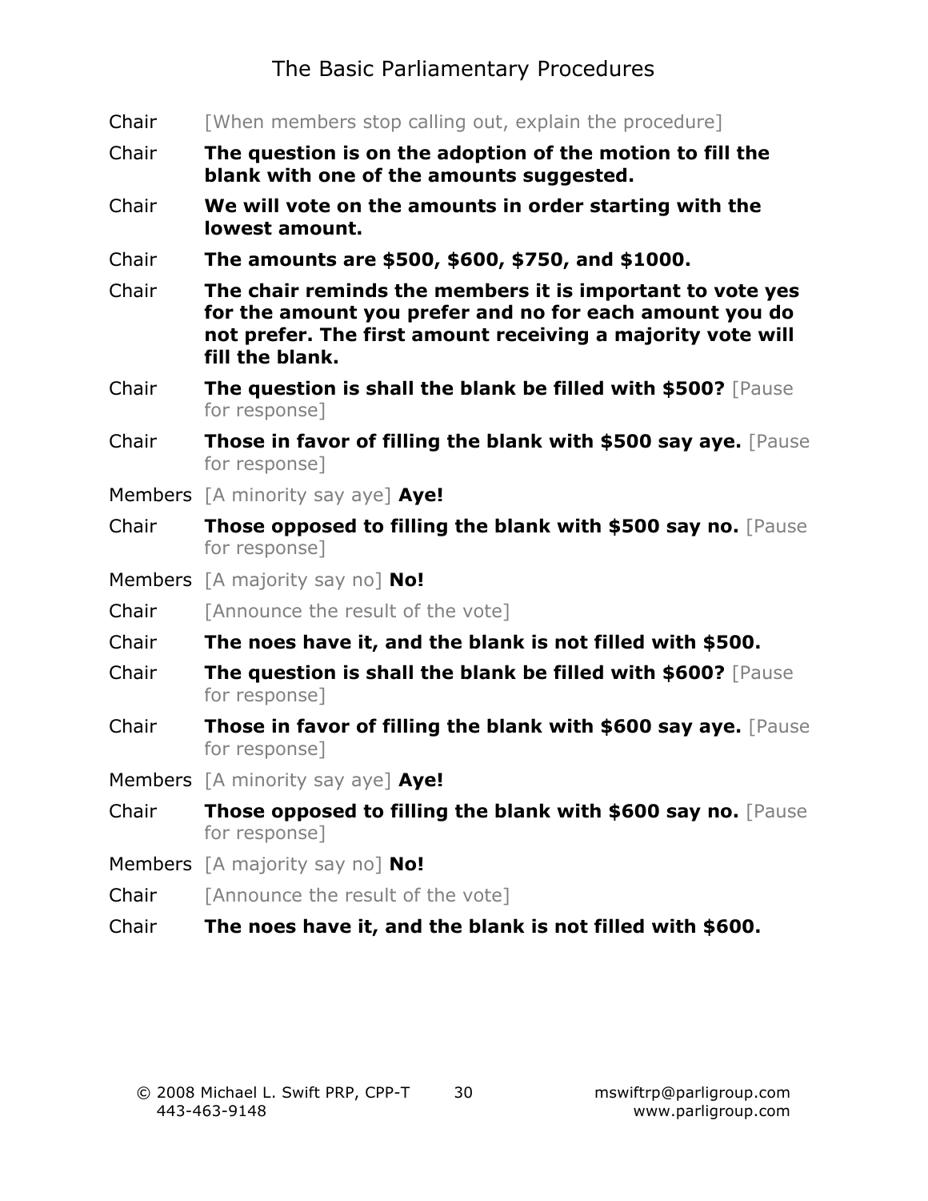Chair [When members stop calling out, explain the procedure]

Chair **The question is on the adoption of the motion to fill the blank with one of the amounts suggested.**

Chair **We will vote on the amounts in order starting with the lowest amount.**

Chair **The amounts are $500, $600, $750, and $1000.**

Chair **The chair reminds the members it is important to vote yes for the amount you prefer and no for each amount you do not prefer. The first amount receiving a majority vote will fill the blank.**

Chair **The question is shall the blank be filled with $500?** [Pause for response]

Chair **Those in favor of filling the blank with $500 say aye.** [Pause for response]

Members [A minority say aye] **Aye!**

Chair **Those opposed to filling the blank with $500 say no.** [Pause for response]

Members [A majority say no] **No!**

Chair [Announce the result of the vote]

Chair **The noes have it, and the blank is not filled with $500.**

Chair **The question is shall the blank be filled with $600?** [Pause for response]

Chair **Those in favor of filling the blank with $600 say aye.** [Pause for response]

Members [A minority say aye] **Aye!**

Chair **Those opposed to filling the blank with $600 say no.** [Pause for response]

Members [A majority say no] **No!**

Chair [Announce the result of the vote]

Chair **The noes have it, and the blank is not filled with $600.**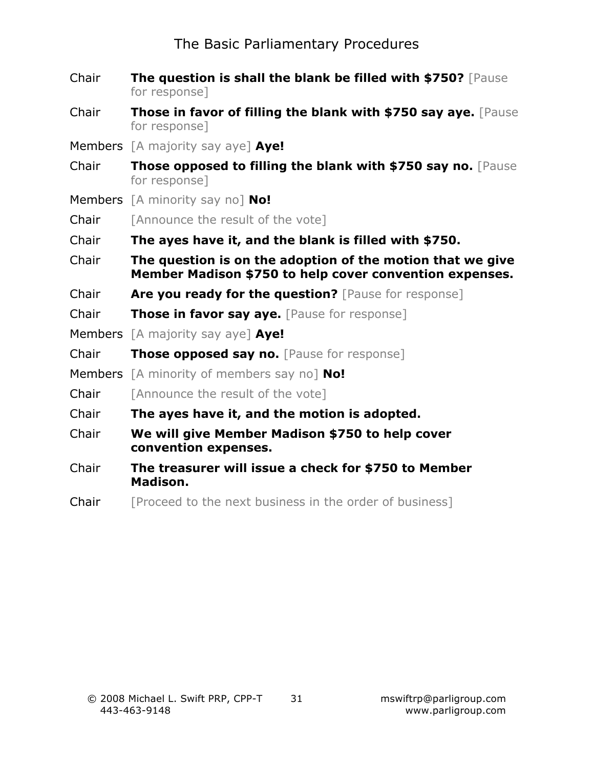Chair **The question is shall the blank be filled with $750?** [Pause for response]

Chair **Those in favor of filling the blank with $750 say aye.** [Pause for response]

Members [A majority say aye] **Aye!**

Chair **Those opposed to filling the blank with $750 say no.** [Pause for response]

Members [A minority say no] **No!**

Chair [Announce the result of the vote]

Chair **The ayes have it, and the blank is filled with $750.**

Chair **The question is on the adoption of the motion that we give Member Madison $750 to help cover convention expenses.**

Chair **Are you ready for the question?** [Pause for response]

Chair **Those in favor say aye.** [Pause for response]

Members [A majority say aye] **Aye!**

Chair **Those opposed say no.** [Pause for response]

Members [A minority of members say no] **No!**

Chair [Announce the result of the vote]

Chair **The ayes have it, and the motion is adopted.**

Chair **We will give Member Madison $750 to help cover convention expenses.**

Chair **The treasurer will issue a check for $750 to Member Madison.**

Chair [Proceed to the next business in the order of business]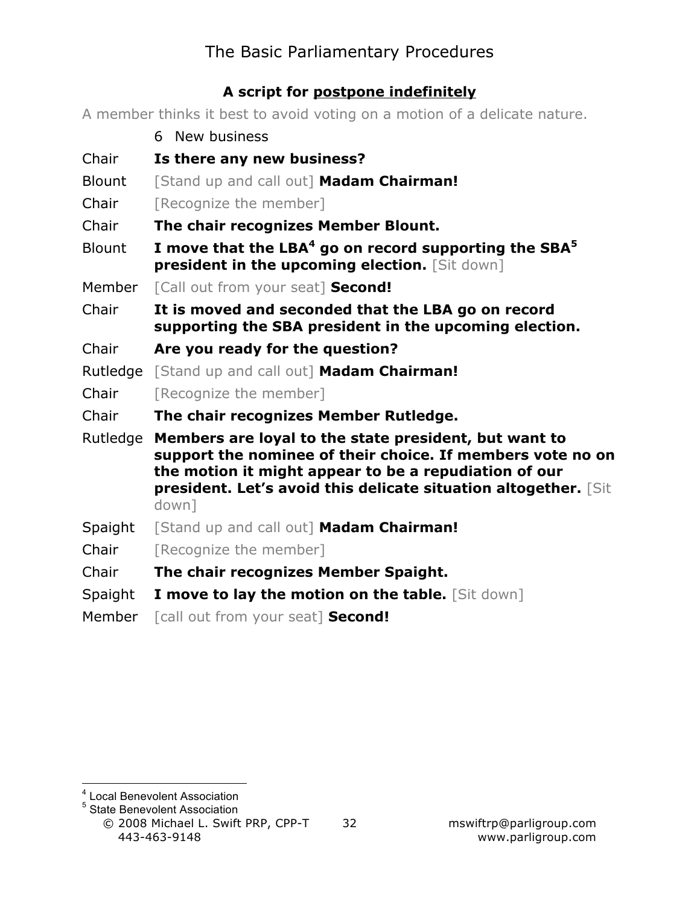**A script for postpone indefinitely**

A member thinks it best to avoid voting on a motion of a delicate nature.

6 New business

| | |
|---|---|
| Chair | **Is there any new business?** |
| Blount | [Stand up and call out] **Madam Chairman!** |
| Chair | [Recognize the member] |
| Chair | **The chair recognizes Member Blount.** |
| Blount | **I move that the LBA[4] go on record supporting the SBA[5] president in the upcoming election.** [Sit down] |
| Member | [Call out from your seat] **Second!** |
| Chair | **It is moved and seconded that the LBA go on record supporting the SBA president in the upcoming election.** |
| Chair | **Are you ready for the question?** |
| Rutledge | [Stand up and call out] **Madam Chairman!** |
| Chair | [Recognize the member] |
| Chair | **The chair recognizes Member Rutledge.** |
| Rutledge | **Members are loyal to the state president, but want to support the nominee of their choice. If members vote no on the motion it might appear to be a repudiation of our president. Let's avoid this delicate situation altogether.** [Sit down] |
| Spaight | [Stand up and call out] **Madam Chairman!** |
| Chair | [Recognize the member] |
| Chair | **The chair recognizes Member Spaight.** |
| Spaight | **I move to lay the motion on the table.** [Sit down] |
| Member | [call out from your seat] **Second!** |

---

[4] Local Benevolent Association

[5] State Benevolent Association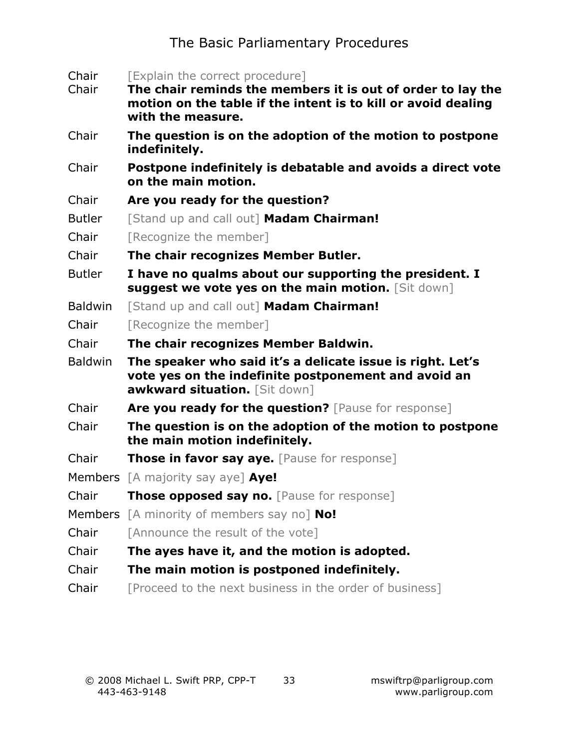| | |
|---|---|
| Chair | [Explain the correct procedure] |
| Chair | **The chair reminds the members it is out of order to lay the motion on the table if the intent is to kill or avoid dealing with the measure.** |
| Chair | **The question is on the adoption of the motion to postpone indefinitely.** |
| Chair | **Postpone indefinitely is debatable and avoids a direct vote on the main motion.** |
| Chair | **Are you ready for the question?** |
| Butler | [Stand up and call out] **Madam Chairman!** |
| Chair | [Recognize the member] |
| Chair | **The chair recognizes Member Butler.** |
| Butler | **I have no qualms about our supporting the president. I suggest we vote yes on the main motion.** [Sit down] |
| Baldwin | [Stand up and call out] **Madam Chairman!** |
| Chair | [Recognize the member] |
| Chair | **The chair recognizes Member Baldwin.** |
| Baldwin | **The speaker who said it's a delicate issue is right. Let's vote yes on the indefinite postponement and avoid an awkward situation.** [Sit down] |
| Chair | **Are you ready for the question?** [Pause for response] |
| Chair | **The question is on the adoption of the motion to postpone the main motion indefinitely.** |
| Chair | **Those in favor say aye.** [Pause for response] |
| Members | [A majority say aye] **Aye!** |
| Chair | **Those opposed say no.** [Pause for response] |
| Members | [A minority of members say no] **No!** |
| Chair | [Announce the result of the vote] |
| Chair | **The ayes have it, and the motion is adopted.** |
| Chair | **The main motion is postponed indefinitely.** |
| Chair | [Proceed to the next business in the order of business] |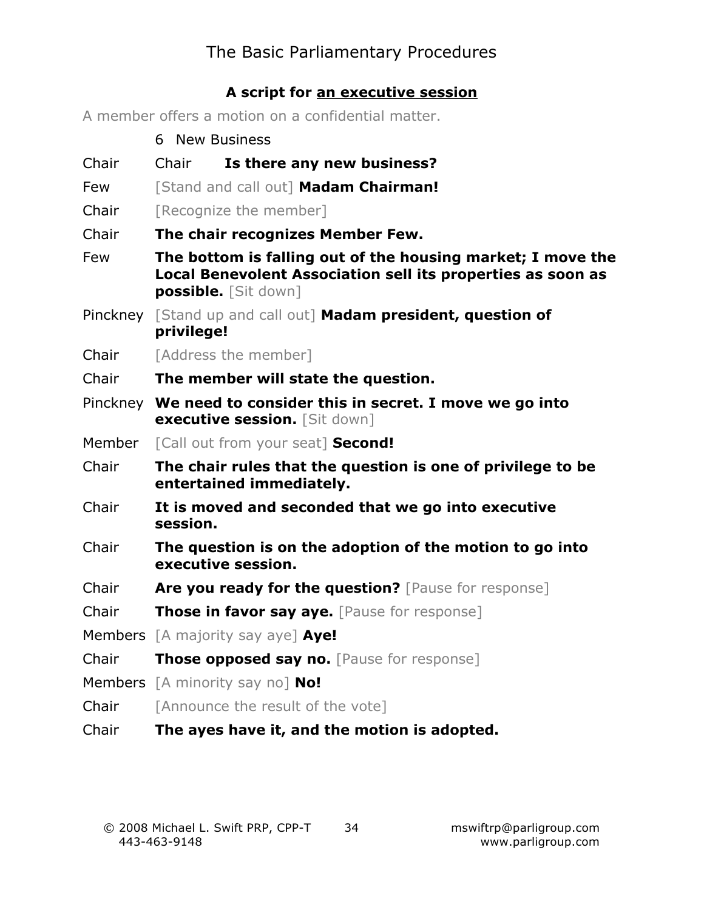## A script for an executive session

A member offers a motion on a confidential matter.

| | |
|---|---|
| | 6 New Business |
| Chair | Chair **Is there any new business?** |
| Few | [Stand and call out] **Madam Chairman!** |
| Chair | [Recognize the member] |
| Chair | **The chair recognizes Member Few.** |
| Few | **The bottom is falling out of the housing market; I move the Local Benevolent Association sell its properties as soon as possible.** [Sit down] |
| Pinckney | [Stand up and call out] **Madam president, question of privilege!** |
| Chair | [Address the member] |
| Chair | **The member will state the question.** |
| Pinckney | **We need to consider this in secret. I move we go into executive session.** [Sit down] |
| Member | [Call out from your seat] **Second!** |
| Chair | **The chair rules that the question is one of privilege to be entertained immediately.** |
| Chair | **It is moved and seconded that we go into executive session.** |
| Chair | **The question is on the adoption of the motion to go into executive session.** |
| Chair | **Are you ready for the question?** [Pause for response] |
| Chair | **Those in favor say aye.** [Pause for response] |
| Members | [A majority say aye] **Aye!** |
| Chair | **Those opposed say no.** [Pause for response] |
| Members | [A minority say no] **No!** |
| Chair | [Announce the result of the vote] |
| Chair | **The ayes have it, and the motion is adopted.** |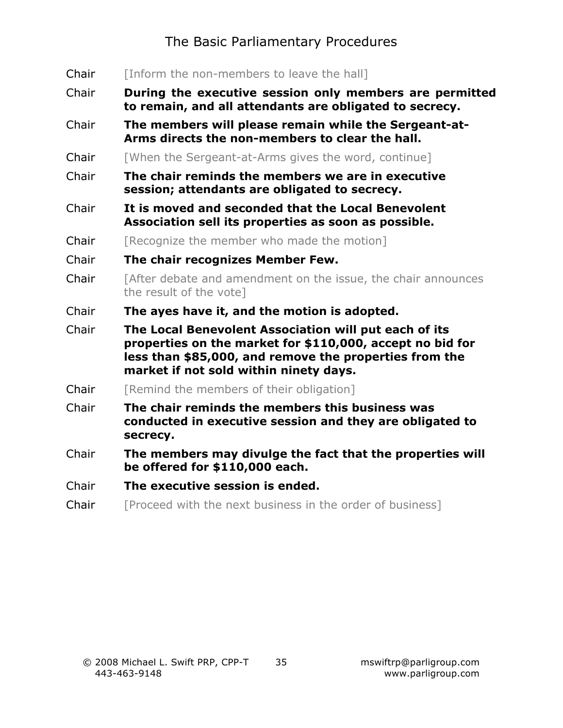Chair [Inform the non-members to leave the hall]

Chair **During the executive session only members are permitted to remain, and all attendants are obligated to secrecy.**

Chair **The members will please remain while the Sergeant-at-Arms directs the non-members to clear the hall.**

Chair [When the Sergeant-at-Arms gives the word, continue]

Chair **The chair reminds the members we are in executive session; attendants are obligated to secrecy.**

Chair **It is moved and seconded that the Local Benevolent Association sell its properties as soon as possible.**

Chair [Recognize the member who made the motion]

Chair **The chair recognizes Member Few.**

Chair [After debate and amendment on the issue, the chair announces the result of the vote]

Chair **The ayes have it, and the motion is adopted.**

Chair **The Local Benevolent Association will put each of its properties on the market for $110,000, accept no bid for less than $85,000, and remove the properties from the market if not sold within ninety days.**

Chair [Remind the members of their obligation]

Chair **The chair reminds the members this business was conducted in executive session and they are obligated to secrecy.**

Chair **The members may divulge the fact that the properties will be offered for $110,000 each.**

Chair **The executive session is ended.**

Chair [Proceed with the next business in the order of business]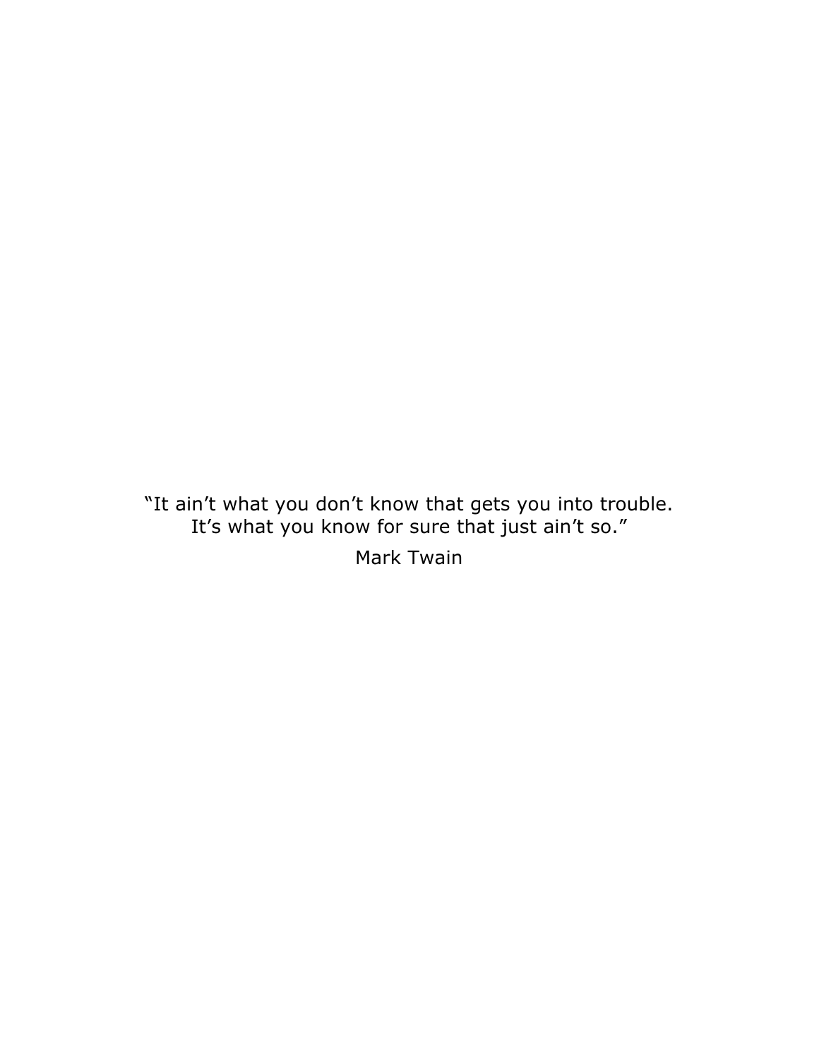"It ain't what you don't know that gets you into trouble.
It's what you know for sure that just ain't so."

Mark Twain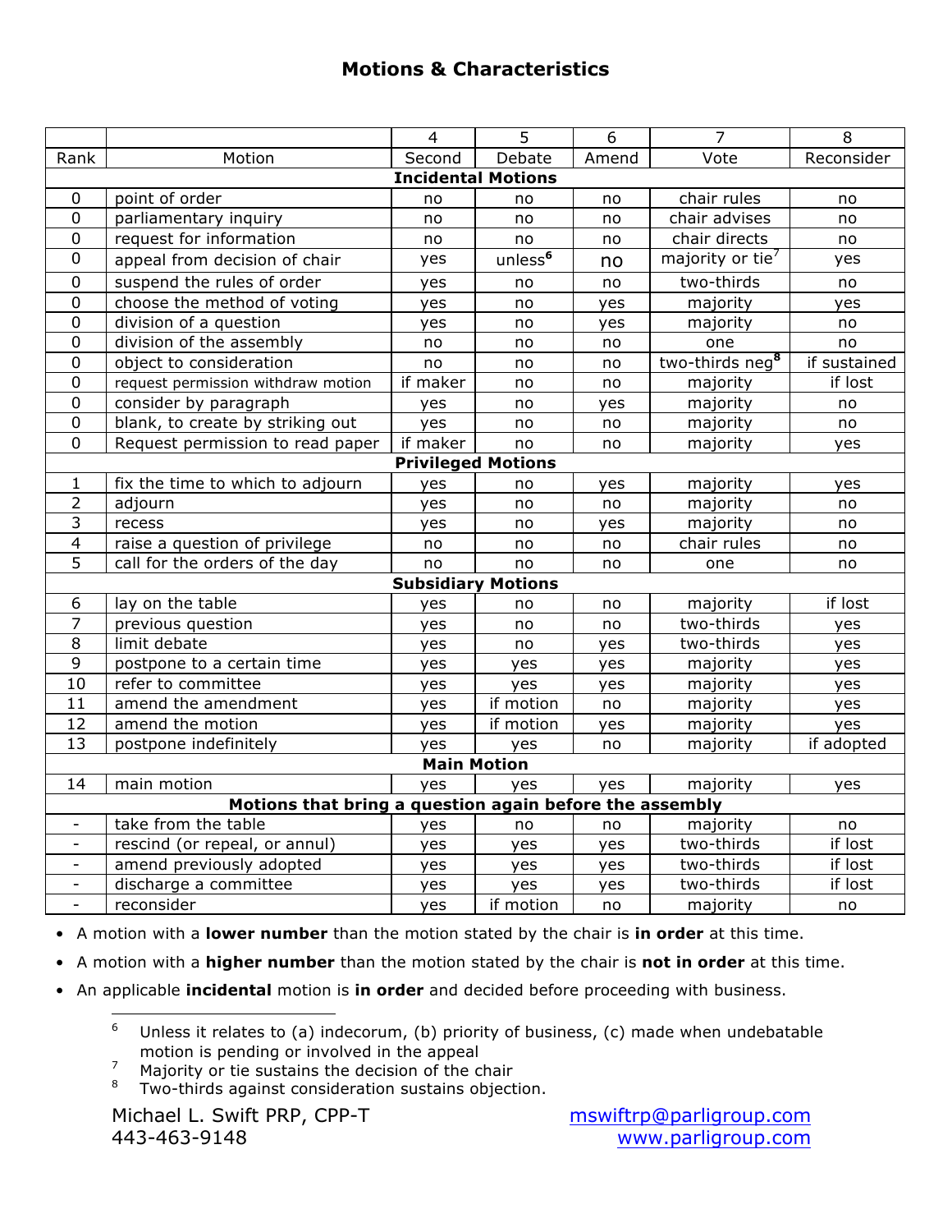## Motions & Characteristics

| | | 4 | 5 | 6 | 7 | 8 |
|---|---|---|---|---|---|---|
| Rank | Motion | Second | Debate | Amend | Vote | Reconsider |
| **Incidental Motions** | | | | | | |
| 0 | point of order | no | no | no | chair rules | no |
| 0 | parliamentary inquiry | no | no | no | chair advises | no |
| 0 | request for information | no | no | no | chair directs | no |
| 0 | appeal from decision of chair | yes | unless[6] | no | majority or tie[7] | yes |
| 0 | suspend the rules of order | yes | no | no | two-thirds | no |
| 0 | choose the method of voting | yes | no | yes | majority | yes |
| 0 | division of a question | yes | no | yes | majority | no |
| 0 | division of the assembly | no | no | no | one | no |
| 0 | object to consideration | no | no | no | two-thirds neg[8] | if sustained |
| 0 | request permission withdraw motion | if maker | no | no | majority | if lost |
| 0 | consider by paragraph | yes | no | yes | majority | no |
| 0 | blank, to create by striking out | yes | no | no | majority | no |
| 0 | Request permission to read paper | if maker | no | no | majority | yes |
| **Privileged Motions** | | | | | | |
| 1 | fix the time to which to adjourn | yes | no | yes | majority | yes |
| 2 | adjourn | yes | no | no | majority | no |
| 3 | recess | yes | no | yes | majority | no |
| 4 | raise a question of privilege | no | no | no | chair rules | no |
| 5 | call for the orders of the day | no | no | no | one | no |
| **Subsidiary Motions** | | | | | | |
| 6 | lay on the table | yes | no | no | majority | if lost |
| 7 | previous question | yes | no | no | two-thirds | yes |
| 8 | limit debate | yes | no | yes | two-thirds | yes |
| 9 | postpone to a certain time | yes | yes | yes | majority | yes |
| 10 | refer to committee | yes | yes | yes | majority | yes |
| 11 | amend the amendment | yes | if motion | no | majority | yes |
| 12 | amend the motion | yes | if motion | yes | majority | yes |
| 13 | postpone indefinitely | yes | yes | no | majority | if adopted |
| **Main Motion** | | | | | | |
| 14 | main motion | yes | yes | yes | majority | yes |
| **Motions that bring a question again before the assembly** | | | | | | |
| - | take from the table | yes | no | no | majority | no |
| - | rescind (or repeal, or annul) | yes | yes | yes | two-thirds | if lost |
| - | amend previously adopted | yes | yes | yes | two-thirds | if lost |
| - | discharge a committee | yes | yes | yes | two-thirds | if lost |
| - | reconsider | yes | if motion | no | majority | no |

- A motion with a **lower number** than the motion stated by the chair is **in order** at this time.
- A motion with a **higher number** than the motion stated by the chair is **not in order** at this time.
- An applicable **incidental** motion is **in order** and decided before proceeding with business.

[6] Unless it relates to (a) indecorum, (b) priority of business, (c) made when undebatable motion is pending or involved in the appeal

[7] Majority or tie sustains the decision of the chair

[8] Two-thirds against consideration sustains objection.

Michael L. Swift PRP, CPP-T
443-463-9148

mswiftrp@parligroup.com
www.parligroup.com